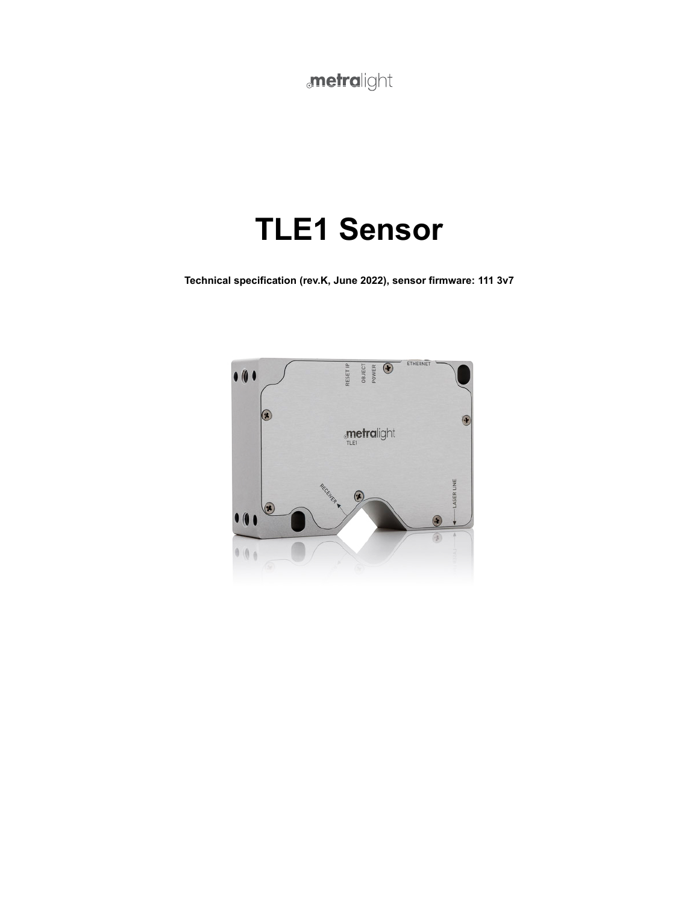metralight

# TLE1 Sensor

**Technical specification (rev.K, June 2022), sensor firmware: 111 3v7**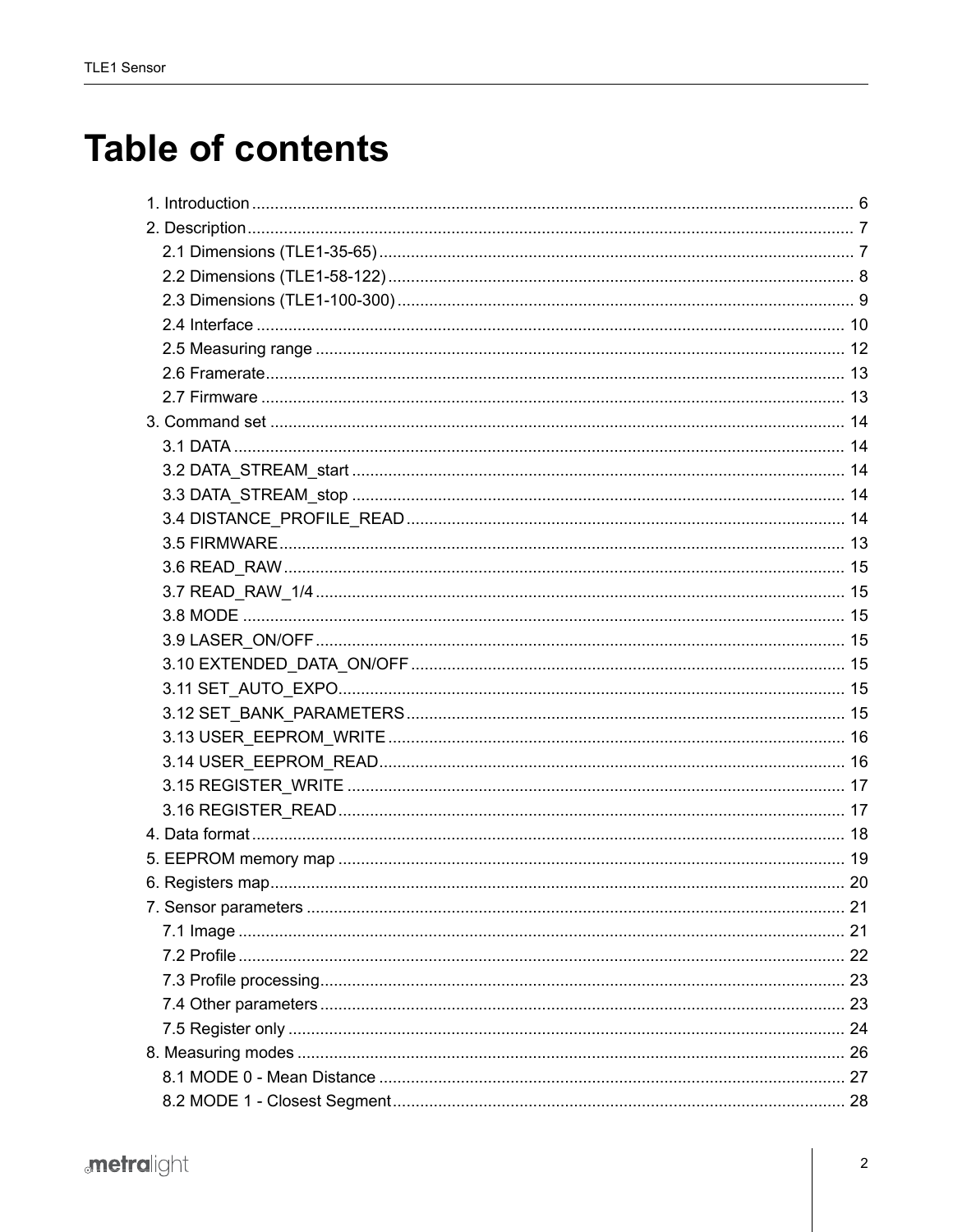# Table of contents

- 1. Introduction ... 6
- 2. Description ... 7
  - 2.1 Dimensions (TLE1-35-65) ... 7
  - 2.2 Dimensions (TLE1-58-122) ... 8
  - 2.3 Dimensions (TLE1-100-300) ... 9
  - 2.4 Interface ... 10
  - 2.5 Measuring range ... 12
  - 2.6 Framerate ... 13
  - 2.7 Firmware ... 13
- 3. Command set ... 14
  - 3.1 DATA ... 14
  - 3.2 DATA_STREAM_start ... 14
  - 3.3 DATA_STREAM_stop ... 14
  - 3.4 DISTANCE_PROFILE_READ ... 14
  - 3.5 FIRMWARE ... 13
  - 3.6 READ_RAW ... 15
  - 3.7 READ_RAW_1/4 ... 15
  - 3.8 MODE ... 15
  - 3.9 LASER_ON/OFF ... 15
  - 3.10 EXTENDED_DATA_ON/OFF ... 15
  - 3.11 SET_AUTO_EXPO ... 15
  - 3.12 SET_BANK_PARAMETERS ... 15
  - 3.13 USER_EEPROM_WRITE ... 16
  - 3.14 USER_EEPROM_READ ... 16
  - 3.15 REGISTER_WRITE ... 17
  - 3.16 REGISTER_READ ... 17
- 4. Data format ... 18
- 5. EEPROM memory map ... 19
- 6. Registers map ... 20
- 7. Sensor parameters ... 21
  - 7.1 Image ... 21
  - 7.2 Profile ... 22
  - 7.3 Profile processing ... 23
  - 7.4 Other parameters ... 23
  - 7.5 Register only ... 24
- 8. Measuring modes ... 26
  - 8.1 MODE 0 - Mean Distance ... 27
  - 8.2 MODE 1 - Closest Segment ... 28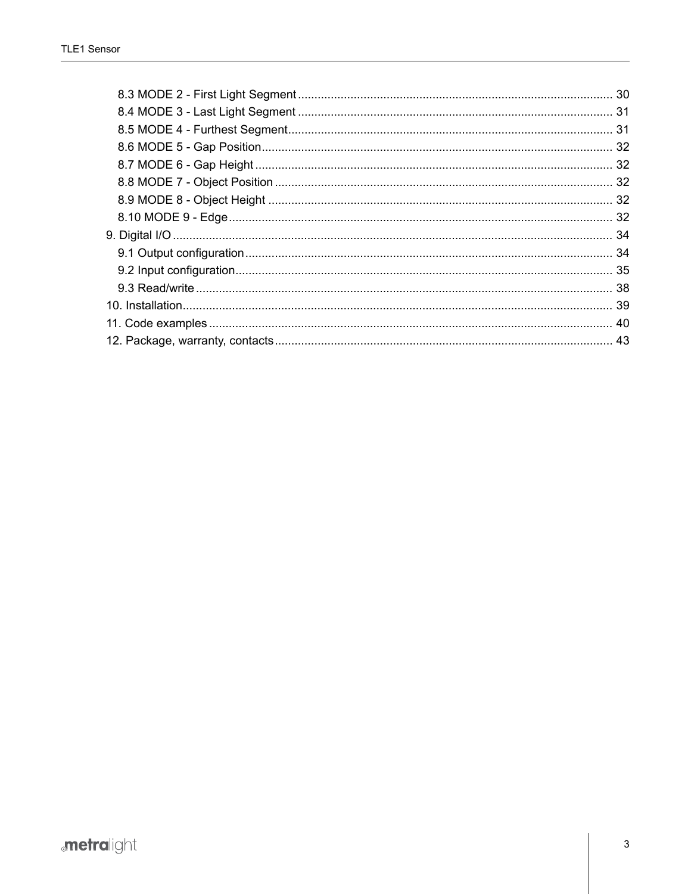8.3 MODE 2 - First Light Segment ........................................................................................ 30
8.4 MODE 3 - Last Light Segment ........................................................................................ 31
8.5 MODE 4 - Furthest Segment ........................................................................................... 31
8.6 MODE 5 - Gap Position ................................................................................................... 32
8.7 MODE 6 - Gap Height ..................................................................................................... 32
8.8 MODE 7 - Object Position ............................................................................................... 32
8.9 MODE 8 - Object Height ................................................................................................. 32
8.10 MODE 9 - Edge ............................................................................................................. 32
9. Digital I/O ............................................................................................................................ 34
9.1 Output configuration ........................................................................................................ 34
9.2 Input configuration ........................................................................................................... 35
9.3 Read/write ....................................................................................................................... 38
10. Installation .......................................................................................................................... 39
11. Code examples .................................................................................................................. 40
12. Package, warranty, contacts .............................................................................................. 43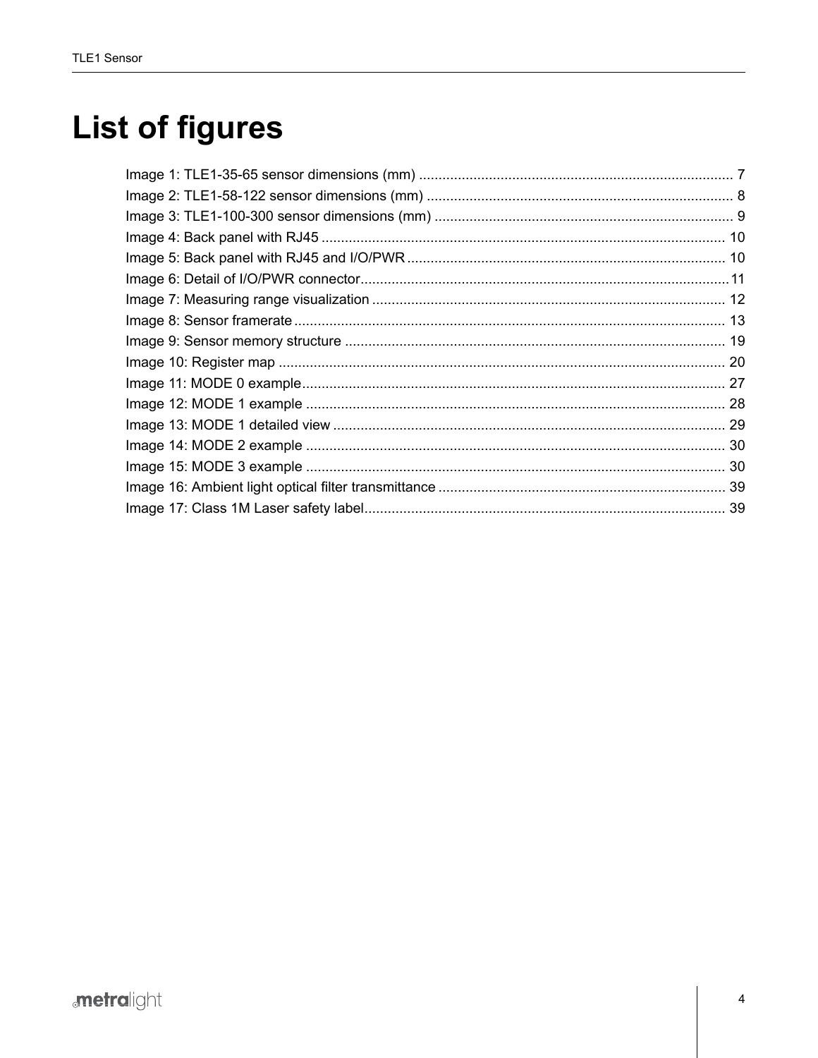# List of figures

Image 1: TLE1-35-65 sensor dimensions (mm) ..... 7
Image 2: TLE1-58-122 sensor dimensions (mm) ..... 8
Image 3: TLE1-100-300 sensor dimensions (mm) ..... 9
Image 4: Back panel with RJ45 ..... 10
Image 5: Back panel with RJ45 and I/O/PWR ..... 10
Image 6: Detail of I/O/PWR connector ..... 11
Image 7: Measuring range visualization ..... 12
Image 8: Sensor framerate ..... 13
Image 9: Sensor memory structure ..... 19
Image 10: Register map ..... 20
Image 11: MODE 0 example ..... 27
Image 12: MODE 1 example ..... 28
Image 13: MODE 1 detailed view ..... 29
Image 14: MODE 2 example ..... 30
Image 15: MODE 3 example ..... 30
Image 16: Ambient light optical filter transmittance ..... 39
Image 17: Class 1M Laser safety label ..... 39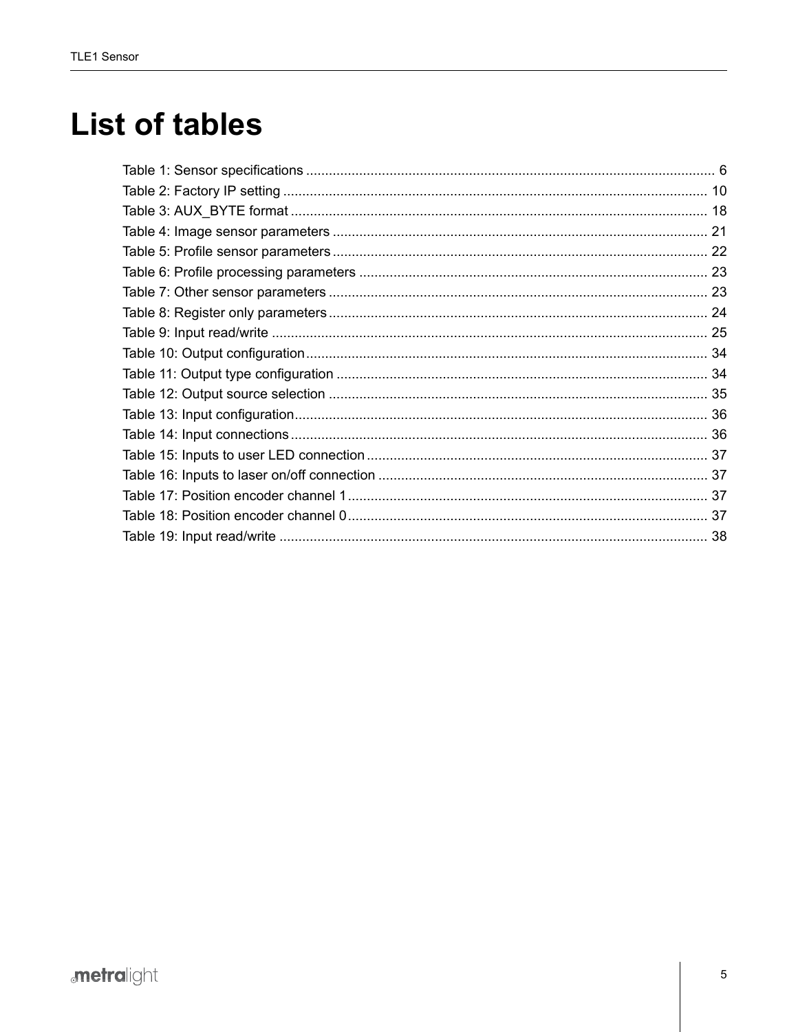# List of tables

Table 1: Sensor specifications ........................................................................................................... 6
Table 2: Factory IP setting ............................................................................................................... 10
Table 3: AUX_BYTE format ............................................................................................................. 18
Table 4: Image sensor parameters .................................................................................................. 21
Table 5: Profile sensor parameters .................................................................................................. 22
Table 6: Profile processing parameters ........................................................................................... 23
Table 7: Other sensor parameters ................................................................................................... 23
Table 8: Register only parameters ................................................................................................... 24
Table 9: Input read/write .................................................................................................................. 25
Table 10: Output configuration ......................................................................................................... 34
Table 11: Output type configuration ................................................................................................. 34
Table 12: Output source selection ................................................................................................... 35
Table 13: Input configuration ............................................................................................................ 36
Table 14: Input connections ............................................................................................................. 36
Table 15: Inputs to user LED connection ......................................................................................... 37
Table 16: Inputs to laser on/off connection ...................................................................................... 37
Table 17: Position encoder channel 1 .............................................................................................. 37
Table 18: Position encoder channel 0 .............................................................................................. 37
Table 19: Input read/write ................................................................................................................ 38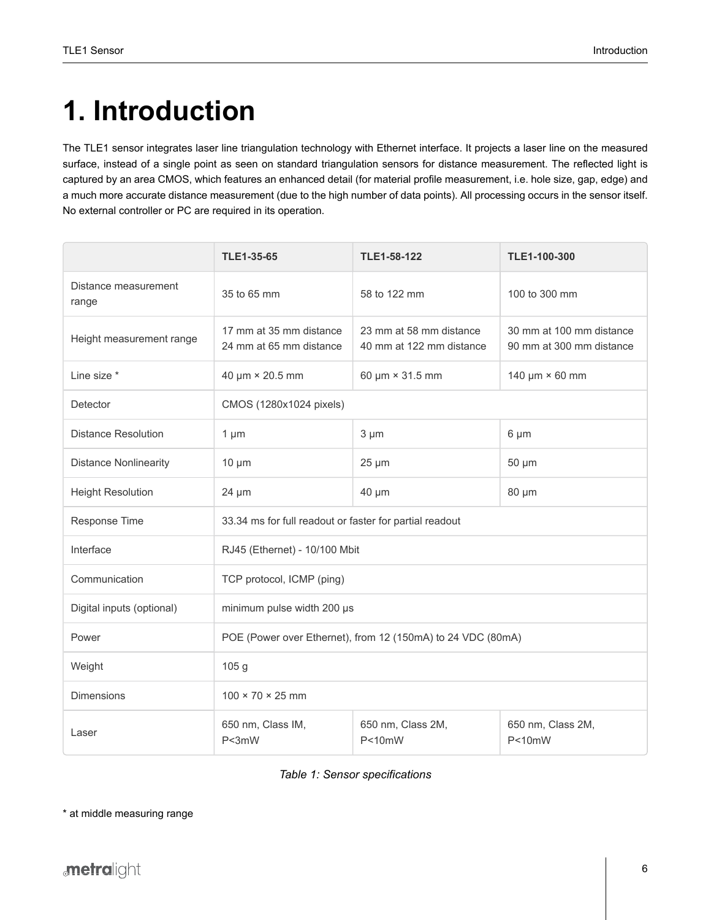# 1. Introduction

The TLE1 sensor integrates laser line triangulation technology with Ethernet interface. It projects a laser line on the measured surface, instead of a single point as seen on standard triangulation sensors for distance measurement. The reflected light is captured by an area CMOS, which features an enhanced detail (for material profile measurement, i.e. hole size, gap, edge) and a much more accurate distance measurement (due to the high number of data points). All processing occurs in the sensor itself. No external controller or PC are required in its operation.

| | TLE1-35-65 | TLE1-58-122 | TLE1-100-300 |
|---|---|---|---|
| Distance measurement range | 35 to 65 mm | 58 to 122 mm | 100 to 300 mm |
| Height measurement range | 17 mm at 35 mm distance<br>24 mm at 65 mm distance | 23 mm at 58 mm distance<br>40 mm at 122 mm distance | 30 mm at 100 mm distance<br>90 mm at 300 mm distance |
| Line size * | 40 µm × 20.5 mm | 60 µm × 31.5 mm | 140 µm × 60 mm |
| Detector | CMOS (1280x1024 pixels) | | |
| Distance Resolution | 1 µm | 3 µm | 6 µm |
| Distance Nonlinearity | 10 µm | 25 µm | 50 µm |
| Height Resolution | 24 µm | 40 µm | 80 µm |
| Response Time | 33.34 ms for full readout or faster for partial readout | | |
| Interface | RJ45 (Ethernet) - 10/100 Mbit | | |
| Communication | TCP protocol, ICMP (ping) | | |
| Digital inputs (optional) | minimum pulse width 200 µs | | |
| Power | POE (Power over Ethernet), from 12 (150mA) to 24 VDC (80mA) | | |
| Weight | 105 g | | |
| Dimensions | 100 × 70 × 25 mm | | |
| Laser | 650 nm, Class IM, P<3mW | 650 nm, Class 2M, P<10mW | 650 nm, Class 2M, P<10mW |

*Table 1: Sensor specifications*

* at middle measuring range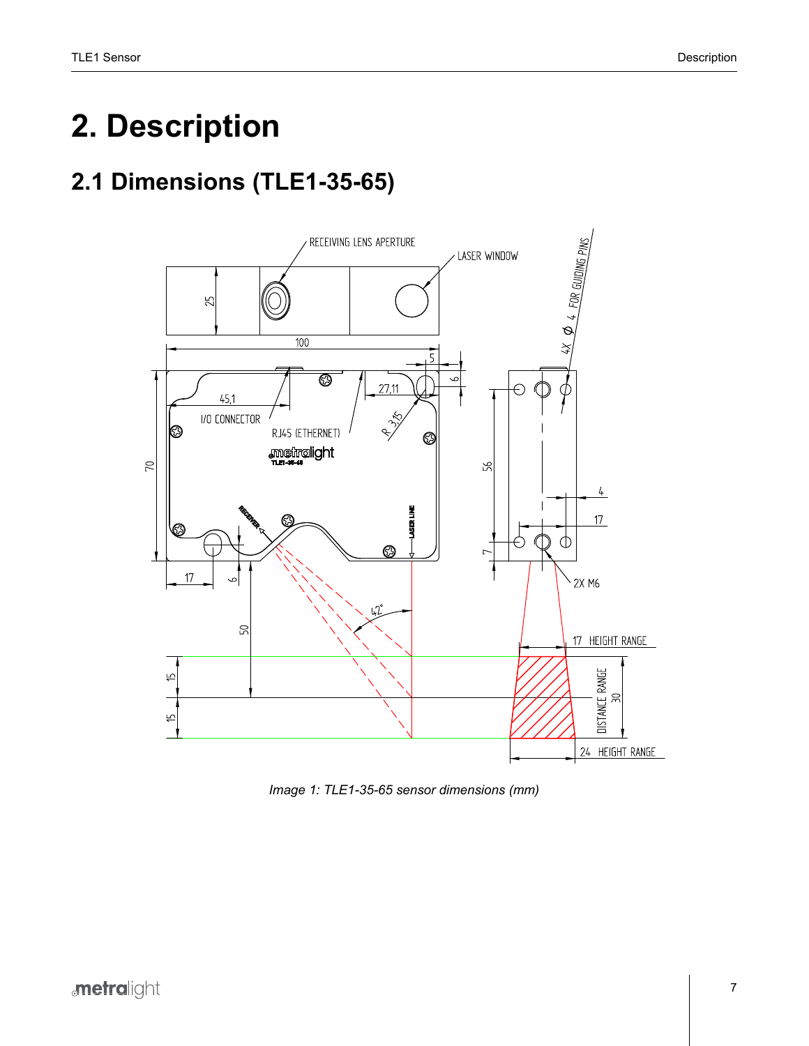# 2. Description

## 2.1 Dimensions (TLE1-35-65)

*Image 1: TLE1-35-65 sensor dimensions (mm)*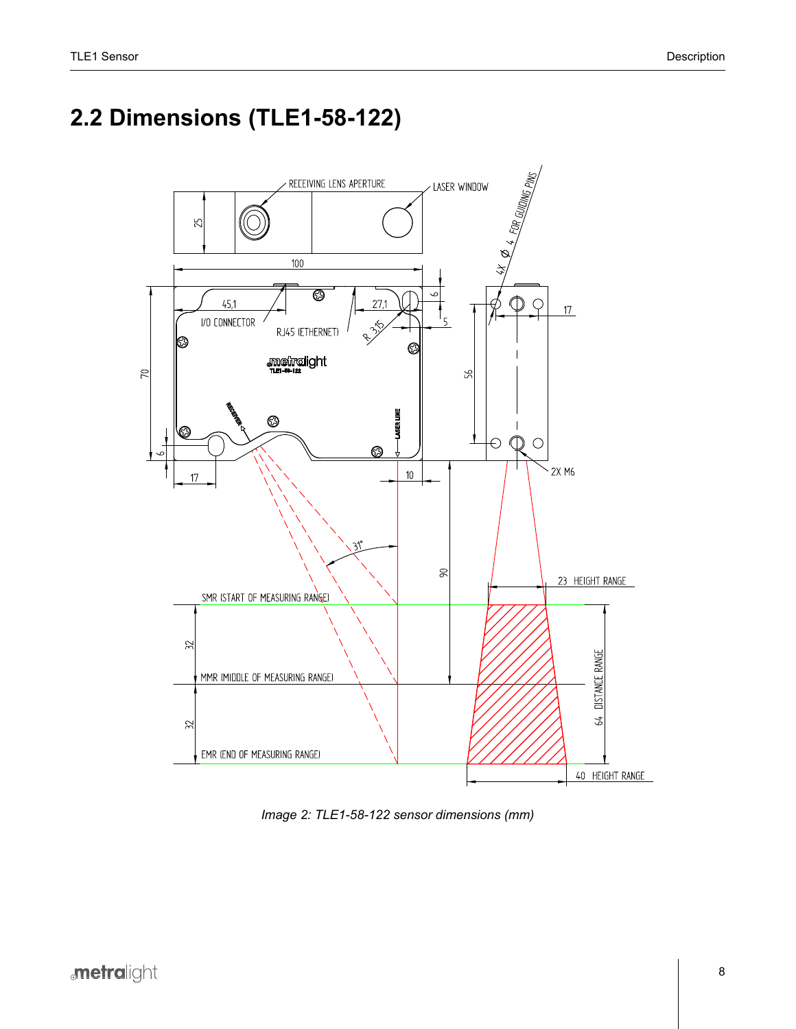## 2.2 Dimensions (TLE1-58-122)

*Image 2: TLE1-58-122 sensor dimensions (mm)*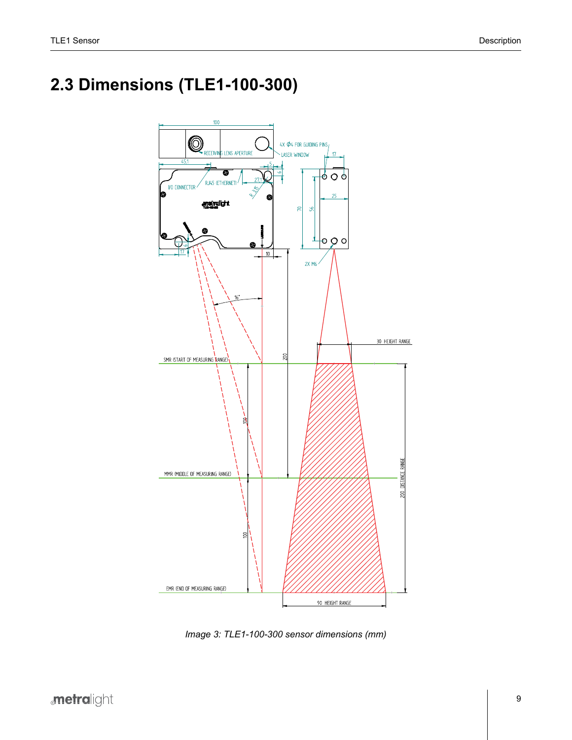## 2.3 Dimensions (TLE1-100-300)

*Image 3: TLE1-100-300 sensor dimensions (mm)*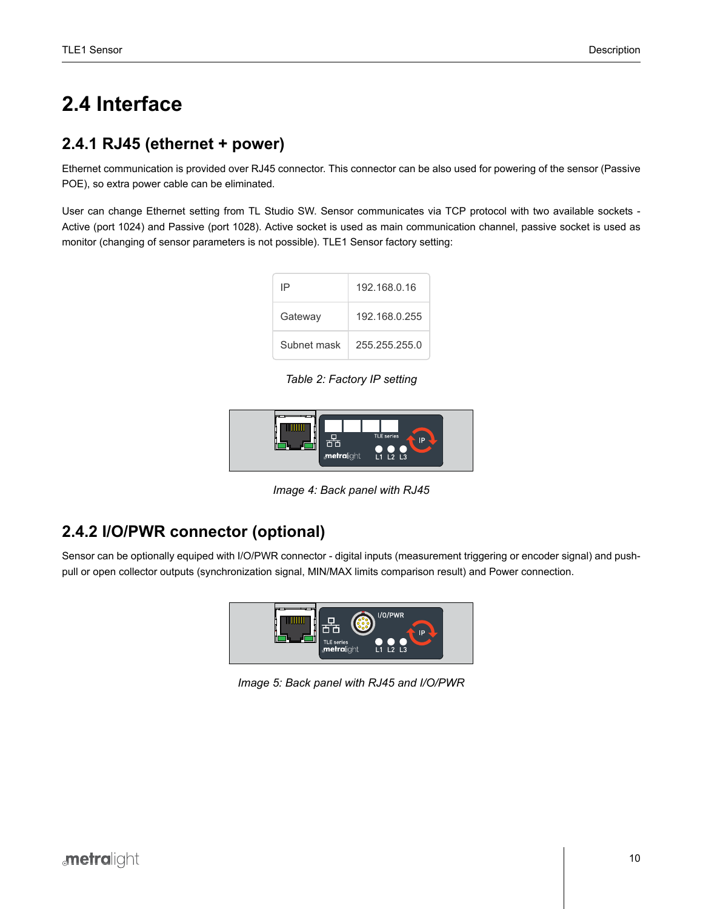# 2.4 Interface

## 2.4.1 RJ45 (ethernet + power)

Ethernet communication is provided over RJ45 connector. This connector can be also used for powering of the sensor (Passive POE), so extra power cable can be eliminated.

User can change Ethernet setting from TL Studio SW. Sensor communicates via TCP protocol with two available sockets - Active (port 1024) and Passive (port 1028). Active socket is used as main communication channel, passive socket is used as monitor (changing of sensor parameters is not possible). TLE1 Sensor factory setting:

| | |
|---|---|
| IP | 192.168.0.16 |
| Gateway | 192.168.0.255 |
| Subnet mask | 255.255.255.0 |

*Table 2: Factory IP setting*

*Image 4: Back panel with RJ45*

## 2.4.2 I/O/PWR connector (optional)

Sensor can be optionally equiped with I/O/PWR connector - digital inputs (measurement triggering or encoder signal) and push-pull or open collector outputs (synchronization signal, MIN/MAX limits comparison result) and Power connection.

*Image 5: Back panel with RJ45 and I/O/PWR*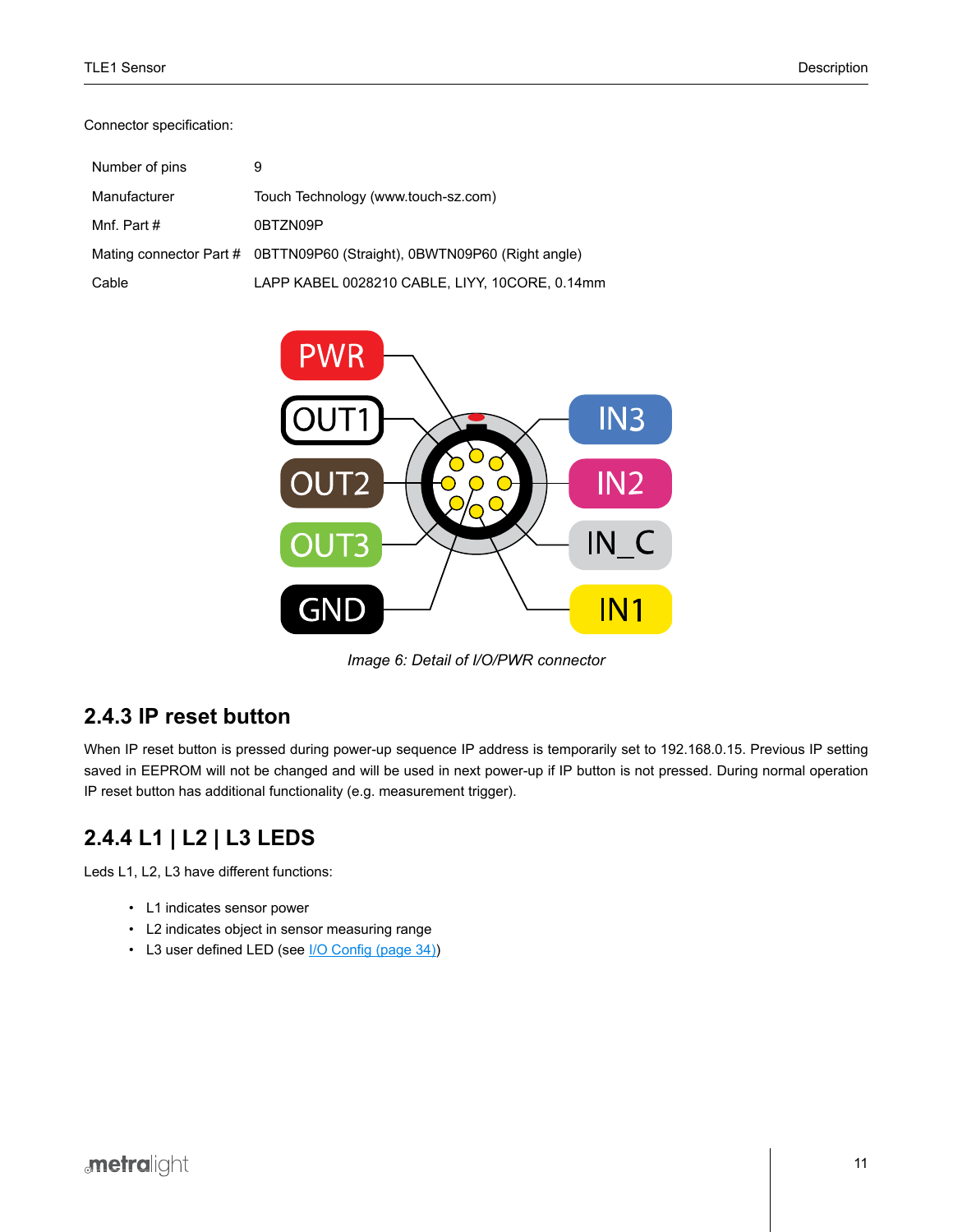Connector specification:

| | |
|---|---|
| Number of pins | 9 |
| Manufacturer | Touch Technology (www.touch-sz.com) |
| Mnf. Part # | 0BTZN09P |
| Mating connector Part # | 0BTTN09P60 (Straight), 0BWTN09P60 (Right angle) |
| Cable | LAPP KABEL 0028210 CABLE, LIYY, 10CORE, 0.14mm |

*Image 6: Detail of I/O/PWR connector*

### 2.4.3 IP reset button

When IP reset button is pressed during power-up sequence IP address is temporarily set to 192.168.0.15. Previous IP setting saved in EEPROM will not be changed and will be used in next power-up if IP button is not pressed. During normal operation IP reset button has additional functionality (e.g. measurement trigger).

### 2.4.4 L1 | L2 | L3 LEDS

Leds L1, L2, L3 have different functions:

- L1 indicates sensor power
- L2 indicates object in sensor measuring range
- L3 user defined LED (see I/O Config (page 34))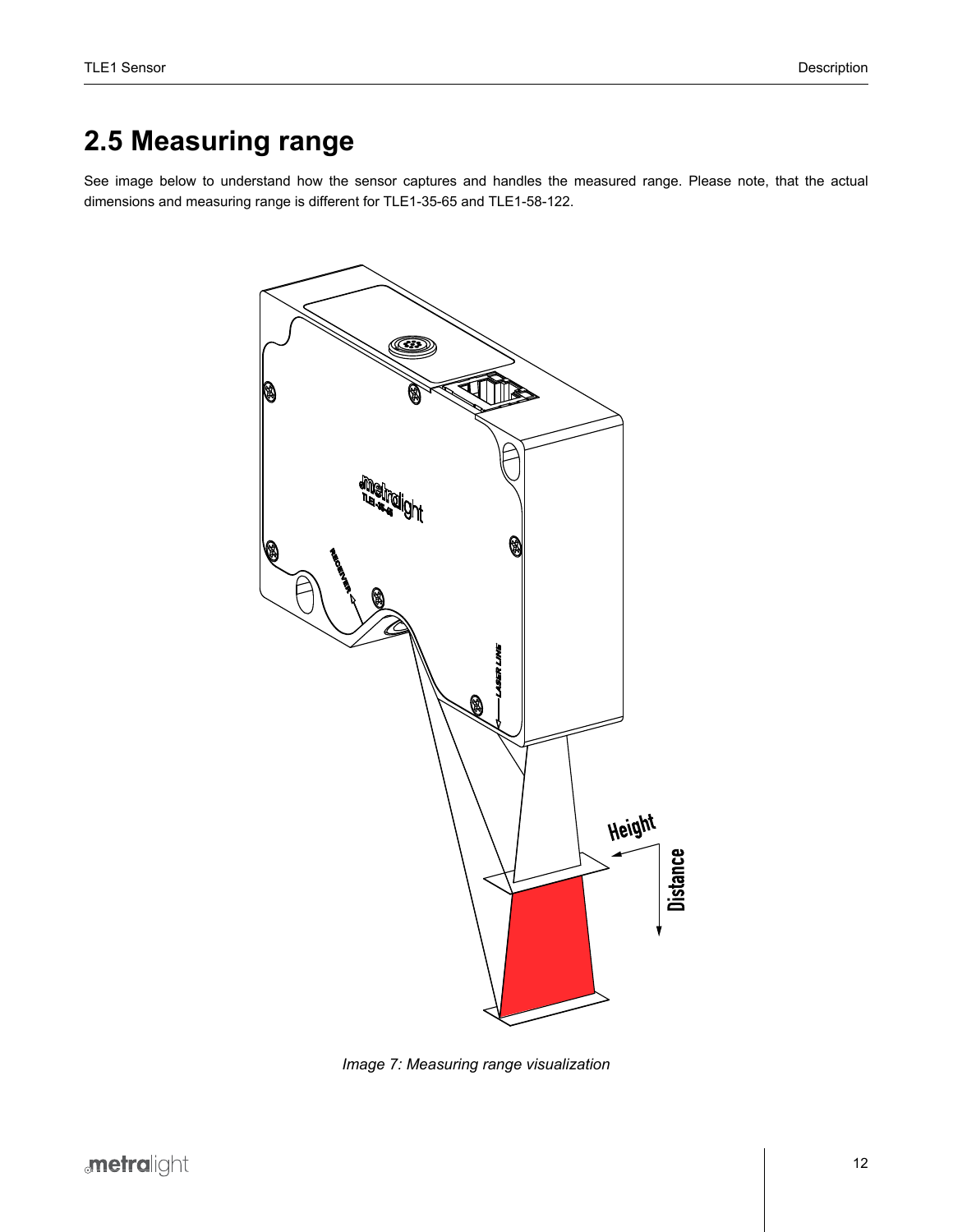## 2.5 Measuring range

See image below to understand how the sensor captures and handles the measured range. Please note, that the actual dimensions and measuring range is different for TLE1-35-65 and TLE1-58-122.

*Image 7: Measuring range visualization*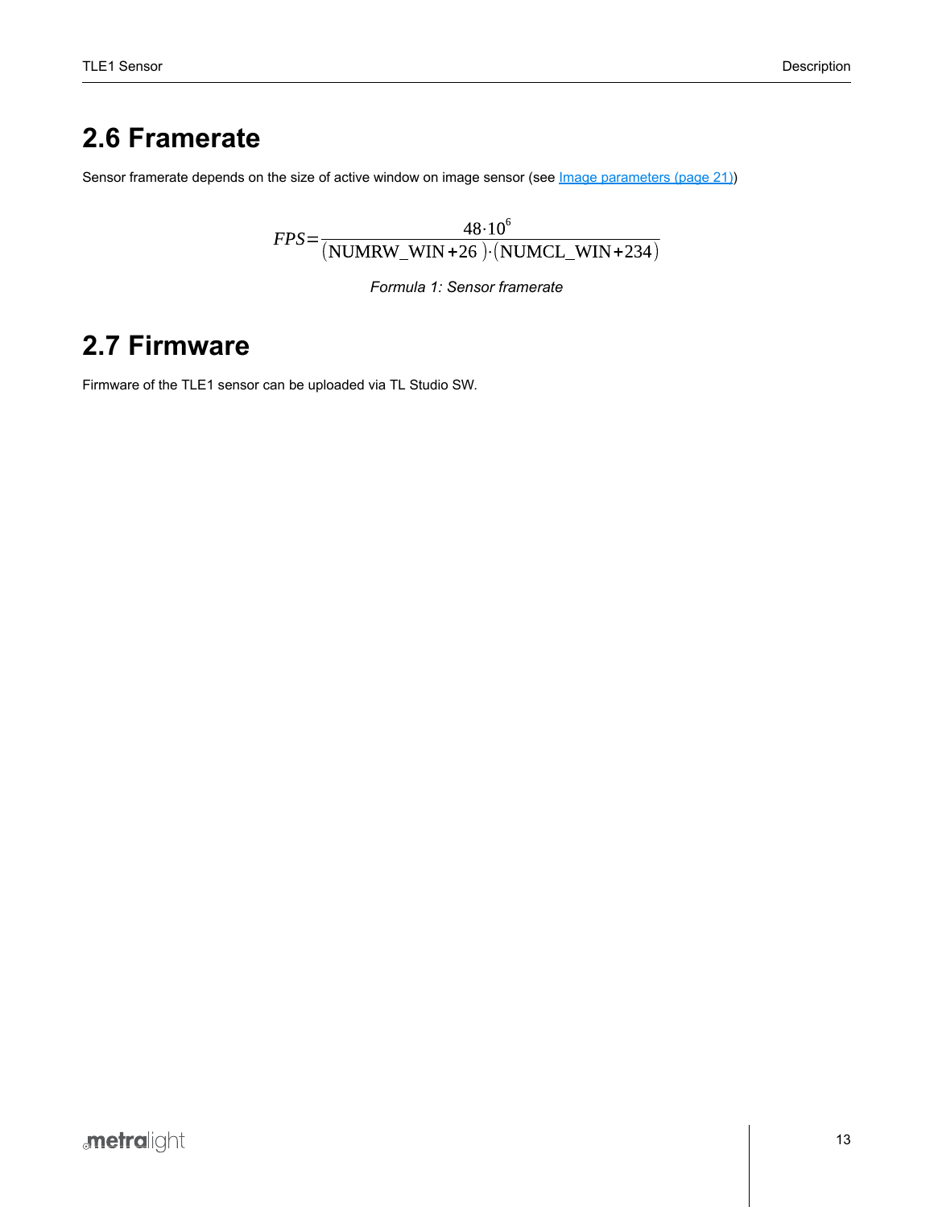## 2.6 Framerate

Sensor framerate depends on the size of active window on image sensor (see Image parameters (page 21))

$$FPS = \frac{48 \cdot 10^6}{(\text{NUMRW\_WIN} + 26) \cdot (\text{NUMCL\_WIN} + 234)}$$

*Formula 1: Sensor framerate*

## 2.7 Firmware

Firmware of the TLE1 sensor can be uploaded via TL Studio SW.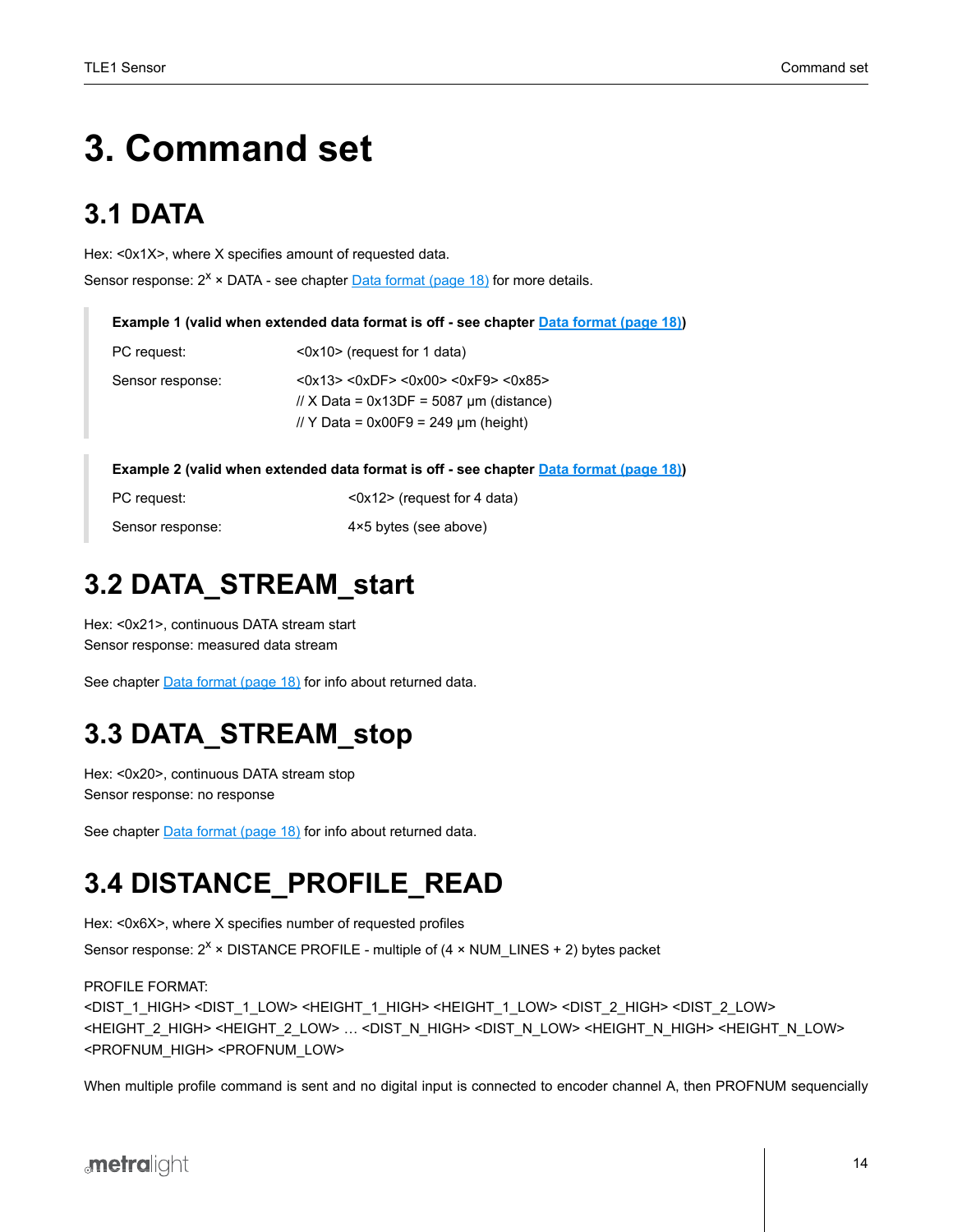# 3. Command set

## 3.1 DATA

Hex: <0x1X>, where X specifies amount of requested data.

Sensor response: $2^X$ × DATA - see chapter Data format (page 18) for more details.

> **Example 1 (valid when extended data format is off - see chapter Data format (page 18))**
>
> PC request: <0x10> (request for 1 data)
>
> Sensor response: <0x13> <0xDF> <0x00> <0xF9> <0x85>
> // X Data = 0x13DF = 5087 µm (distance)
> // Y Data = 0x00F9 = 249 µm (height)

> **Example 2 (valid when extended data format is off - see chapter Data format (page 18))**
>
> PC request: <0x12> (request for 4 data)
>
> Sensor response: 4×5 bytes (see above)

## 3.2 DATA_STREAM_start

Hex: <0x21>, continuous DATA stream start
Sensor response: measured data stream

See chapter Data format (page 18) for info about returned data.

## 3.3 DATA_STREAM_stop

Hex: <0x20>, continuous DATA stream stop
Sensor response: no response

See chapter Data format (page 18) for info about returned data.

## 3.4 DISTANCE_PROFILE_READ

Hex: <0x6X>, where X specifies number of requested profiles

Sensor response: $2^X$ × DISTANCE PROFILE - multiple of (4 × NUM_LINES + 2) bytes packet

PROFILE FORMAT:
<DIST_1_HIGH> <DIST_1_LOW> <HEIGHT_1_HIGH> <HEIGHT_1_LOW> <DIST_2_HIGH> <DIST_2_LOW> <HEIGHT_2_HIGH> <HEIGHT_2_LOW> … <DIST_N_HIGH> <DIST_N_LOW> <HEIGHT_N_HIGH> <HEIGHT_N_LOW> <PROFNUM_HIGH> <PROFNUM_LOW>

When multiple profile command is sent and no digital input is connected to encoder channel A, then PROFNUM sequencially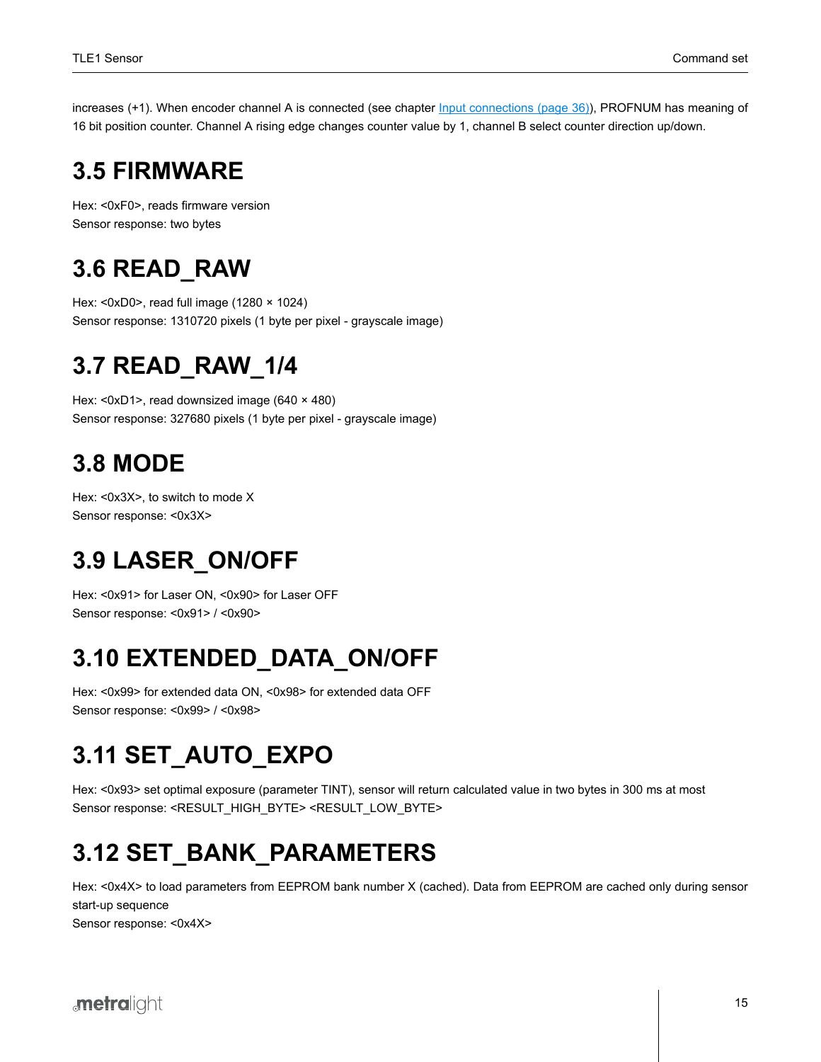increases (+1). When encoder channel A is connected (see chapter [Input connections (page 36)](#)), PROFNUM has meaning of 16 bit position counter. Channel A rising edge changes counter value by 1, channel B select counter direction up/down.

## 3.5 FIRMWARE

Hex: <0xF0>, reads firmware version
Sensor response: two bytes

## 3.6 READ_RAW

Hex: <0xD0>, read full image (1280 × 1024)
Sensor response: 1310720 pixels (1 byte per pixel - grayscale image)

## 3.7 READ_RAW_1/4

Hex: <0xD1>, read downsized image (640 × 480)
Sensor response: 327680 pixels (1 byte per pixel - grayscale image)

## 3.8 MODE

Hex: <0x3X>, to switch to mode X
Sensor response: <0x3X>

## 3.9 LASER_ON/OFF

Hex: <0x91> for Laser ON, <0x90> for Laser OFF
Sensor response: <0x91> / <0x90>

## 3.10 EXTENDED_DATA_ON/OFF

Hex: <0x99> for extended data ON, <0x98> for extended data OFF
Sensor response: <0x99> / <0x98>

## 3.11 SET_AUTO_EXPO

Hex: <0x93> set optimal exposure (parameter TINT), sensor will return calculated value in two bytes in 300 ms at most
Sensor response: <RESULT_HIGH_BYTE> <RESULT_LOW_BYTE>

## 3.12 SET_BANK_PARAMETERS

Hex: <0x4X> to load parameters from EEPROM bank number X (cached). Data from EEPROM are cached only during sensor start-up sequence
Sensor response: <0x4X>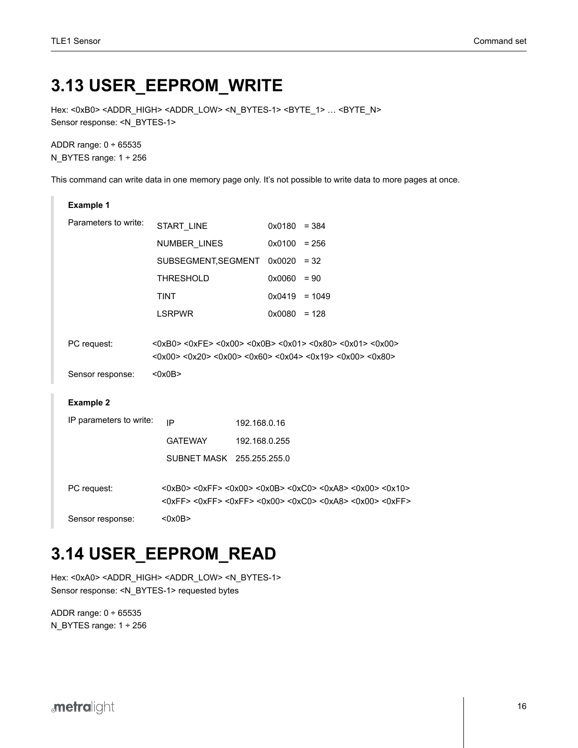## 3.13 USER_EEPROM_WRITE

Hex: <0xB0> <ADDR_HIGH> <ADDR_LOW> <N_BYTES-1> <BYTE_1> … <BYTE_N>
Sensor response: <N_BYTES-1>

ADDR range: 0 ÷ 65535
N_BYTES range: 1 ÷ 256

This command can write data in one memory page only. It's not possible to write data to more pages at once.

> **Example 1**
>
> Parameters to write:
>
> | | | |
> |---|---|---|
> | START_LINE | 0x0180 | = 384 |
> | NUMBER_LINES | 0x0100 | = 256 |
> | SUBSEGMENT,SEGMENT | 0x0020 | = 32 |
> | THRESHOLD | 0x0060 | = 90 |
> | TINT | 0x0419 | = 1049 |
> | LSRPWR | 0x0080 | = 128 |
>
> PC request: <0xB0> <0xFE> <0x00> <0x0B> <0x01> <0x80> <0x01> <0x00> <0x00> <0x20> <0x00> <0x60> <0x04> <0x19> <0x00> <0x80>
>
> Sensor response: <0x0B>

> **Example 2**
>
> IP parameters to write:
>
> | | |
> |---|---|
> | IP | 192.168.0.16 |
> | GATEWAY | 192.168.0.255 |
> | SUBNET MASK | 255.255.255.0 |
>
> PC request: <0xB0> <0xFF> <0x00> <0x0B> <0xC0> <0xA8> <0x00> <0x10> <0xFF> <0xFF> <0xFF> <0x00> <0xC0> <0xA8> <0x00> <0xFF>
>
> Sensor response: <0x0B>

## 3.14 USER_EEPROM_READ

Hex: <0xA0> <ADDR_HIGH> <ADDR_LOW> <N_BYTES-1>
Sensor response: <N_BYTES-1> requested bytes

ADDR range: 0 ÷ 65535
N_BYTES range: 1 ÷ 256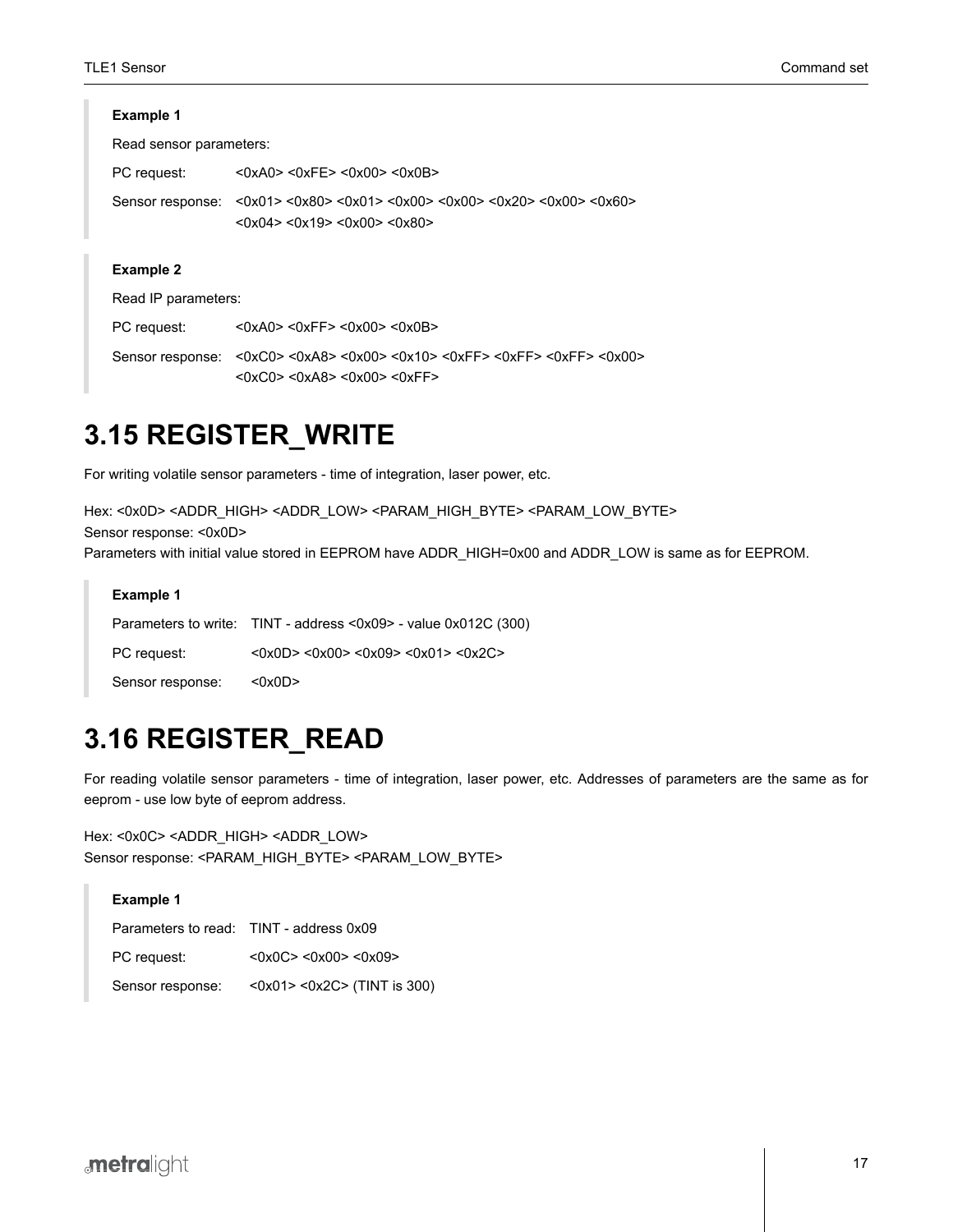> **Example 1**
>
> Read sensor parameters:
>
> PC request: <0xA0> <0xFE> <0x00> <0x0B>
>
> Sensor response: <0x01> <0x80> <0x01> <0x00> <0x00> <0x20> <0x00> <0x60> <0x04> <0x19> <0x00> <0x80>

> **Example 2**
>
> Read IP parameters:
>
> PC request: <0xA0> <0xFF> <0x00> <0x0B>
>
> Sensor response: <0xC0> <0xA8> <0x00> <0x10> <0xFF> <0xFF> <0xFF> <0x00> <0xC0> <0xA8> <0x00> <0xFF>

# 3.15 REGISTER_WRITE

For writing volatile sensor parameters - time of integration, laser power, etc.

Hex: <0x0D> <ADDR_HIGH> <ADDR_LOW> <PARAM_HIGH_BYTE> <PARAM_LOW_BYTE>
Sensor response: <0x0D>
Parameters with initial value stored in EEPROM have ADDR_HIGH=0x00 and ADDR_LOW is same as for EEPROM.

> **Example 1**
>
> Parameters to write: TINT - address <0x09> - value 0x012C (300)
>
> PC request: <0x0D> <0x00> <0x09> <0x01> <0x2C>
>
> Sensor response: <0x0D>

# 3.16 REGISTER_READ

For reading volatile sensor parameters - time of integration, laser power, etc. Addresses of parameters are the same as for eeprom - use low byte of eeprom address.

Hex: <0x0C> <ADDR_HIGH> <ADDR_LOW>
Sensor response: <PARAM_HIGH_BYTE> <PARAM_LOW_BYTE>

> **Example 1**
>
> Parameters to read: TINT - address 0x09
>
> PC request: <0x0C> <0x00> <0x09>
>
> Sensor response: <0x01> <0x2C> (TINT is 300)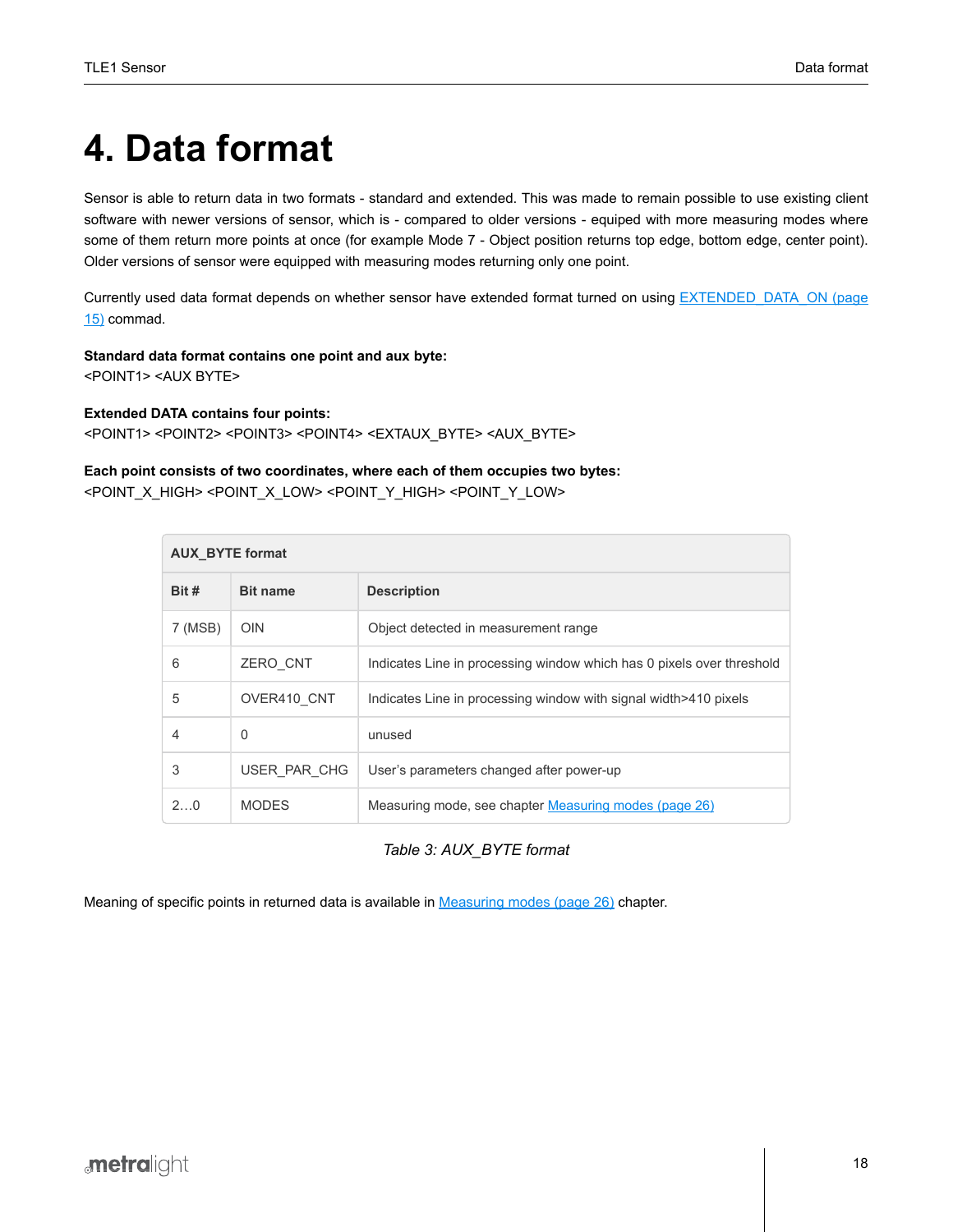# 4. Data format

Sensor is able to return data in two formats - standard and extended. This was made to remain possible to use existing client software with newer versions of sensor, which is - compared to older versions - equiped with more measuring modes where some of them return more points at once (for example Mode 7 - Object position returns top edge, bottom edge, center point). Older versions of sensor were equipped with measuring modes returning only one point.

Currently used data format depends on whether sensor have extended format turned on using EXTENDED_DATA_ON (page 15) commad.

**Standard data format contains one point and aux byte:**
<POINT1> <AUX BYTE>

**Extended DATA contains four points:**
<POINT1> <POINT2> <POINT3> <POINT4> <EXTAUX_BYTE> <AUX_BYTE>

**Each point consists of two coordinates, where each of them occupies two bytes:**
<POINT_X_HIGH> <POINT_X_LOW> <POINT_Y_HIGH> <POINT_Y_LOW>

| **AUX_BYTE format** | | |
|---|---|---|
| **Bit #** | **Bit name** | **Description** |
| 7 (MSB) | OIN | Object detected in measurement range |
| 6 | ZERO_CNT | Indicates Line in processing window which has 0 pixels over threshold |
| 5 | OVER410_CNT | Indicates Line in processing window with signal width>410 pixels |
| 4 | 0 | unused |
| 3 | USER_PAR_CHG | User's parameters changed after power-up |
| 2…0 | MODES | Measuring mode, see chapter Measuring modes (page 26) |

*Table 3: AUX_BYTE format*

Meaning of specific points in returned data is available in Measuring modes (page 26) chapter.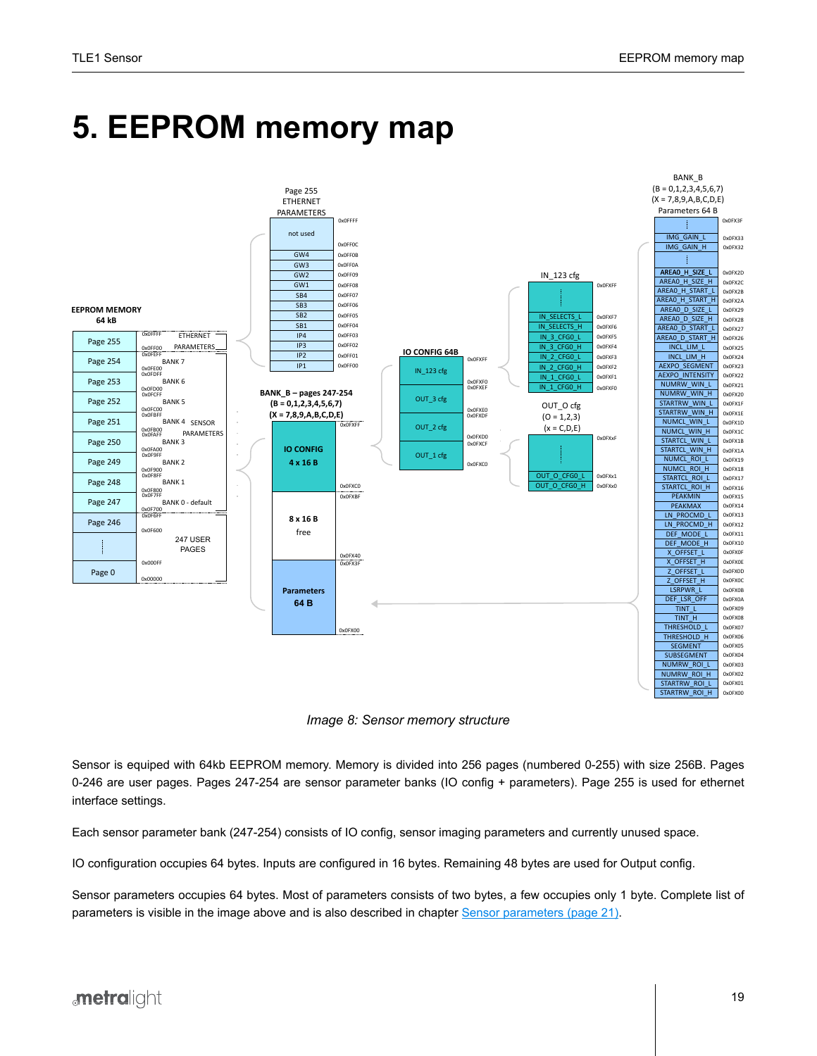# 5. EEPROM memory map

*Image 8: Sensor memory structure*

Sensor is equiped with 64kb EEPROM memory. Memory is divided into 256 pages (numbered 0-255) with size 256B. Pages 0-246 are user pages. Pages 247-254 are sensor parameter banks (IO config + parameters). Page 255 is used for ethernet interface settings.

Each sensor parameter bank (247-254) consists of IO config, sensor imaging parameters and currently unused space.

IO configuration occupies 64 bytes. Inputs are configured in 16 bytes. Remaining 48 bytes are used for Output config.

Sensor parameters occupies 64 bytes. Most of parameters consists of two bytes, a few occupies only 1 byte. Complete list of parameters is visible in the image above and is also described in chapter Sensor parameters (page 21).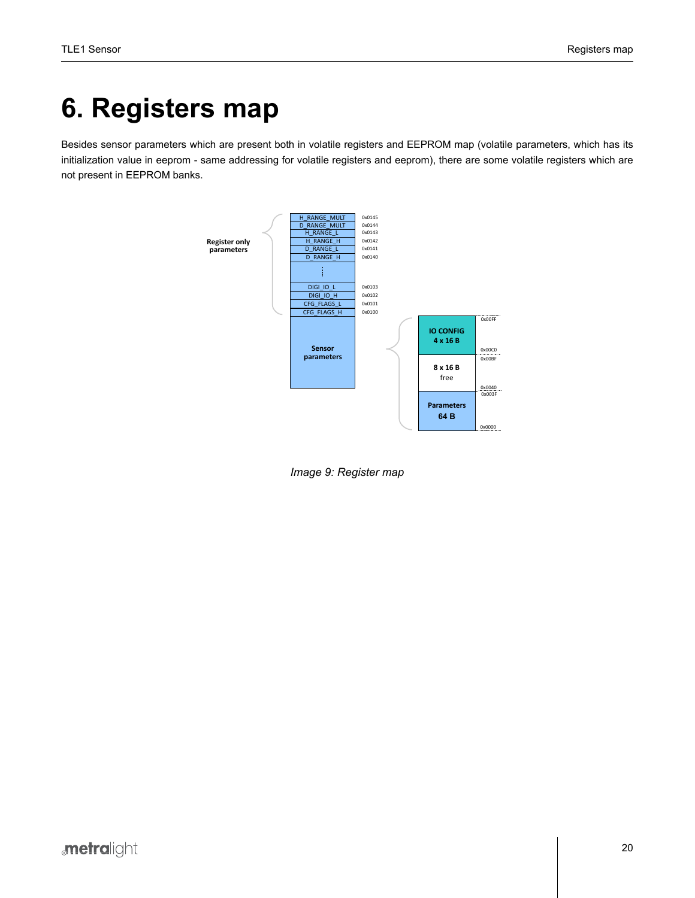# 6. Registers map

Besides sensor parameters which are present both in volatile registers and EEPROM map (volatile parameters, which has its initialization value in eeprom - same addressing for volatile registers and eeprom), there are some volatile registers which are not present in EEPROM banks.

Image 9: Register map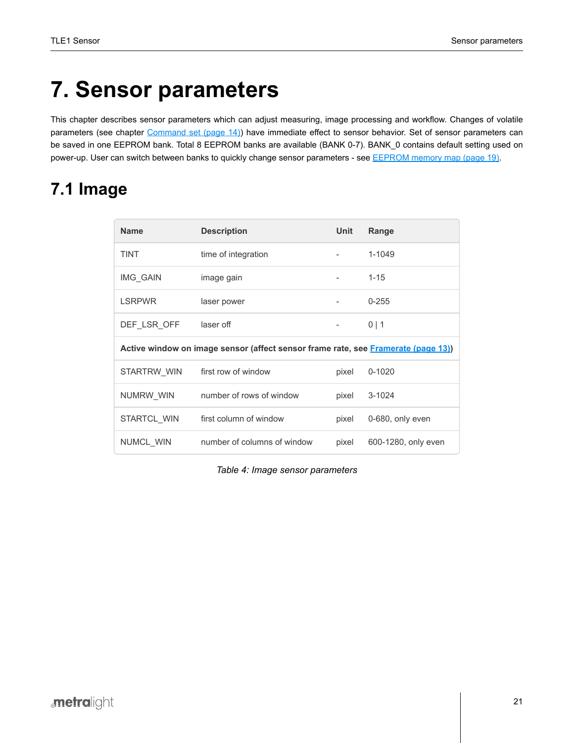# 7. Sensor parameters

This chapter describes sensor parameters which can adjust measuring, image processing and workflow. Changes of volatile parameters (see chapter Command set (page 14)) have immediate effect to sensor behavior. Set of sensor parameters can be saved in one EEPROM bank. Total 8 EEPROM banks are available (BANK 0-7). BANK_0 contains default setting used on power-up. User can switch between banks to quickly change sensor parameters - see EEPROM memory map (page 19).

## 7.1 Image

| Name | Description | Unit | Range |
|---|---|---|---|
| TINT | time of integration | - | 1-1049 |
| IMG_GAIN | image gain | - | 1-15 |
| LSRPWR | laser power | - | 0-255 |
| DEF_LSR_OFF | laser off | - | 0 \| 1 |
| **Active window on image sensor (affect sensor frame rate, see Framerate (page 13))** | | | |
| STARTRW_WIN | first row of window | pixel | 0-1020 |
| NUMRW_WIN | number of rows of window | pixel | 3-1024 |
| STARTCL_WIN | first column of window | pixel | 0-680, only even |
| NUMCL_WIN | number of columns of window | pixel | 600-1280, only even |

*Table 4: Image sensor parameters*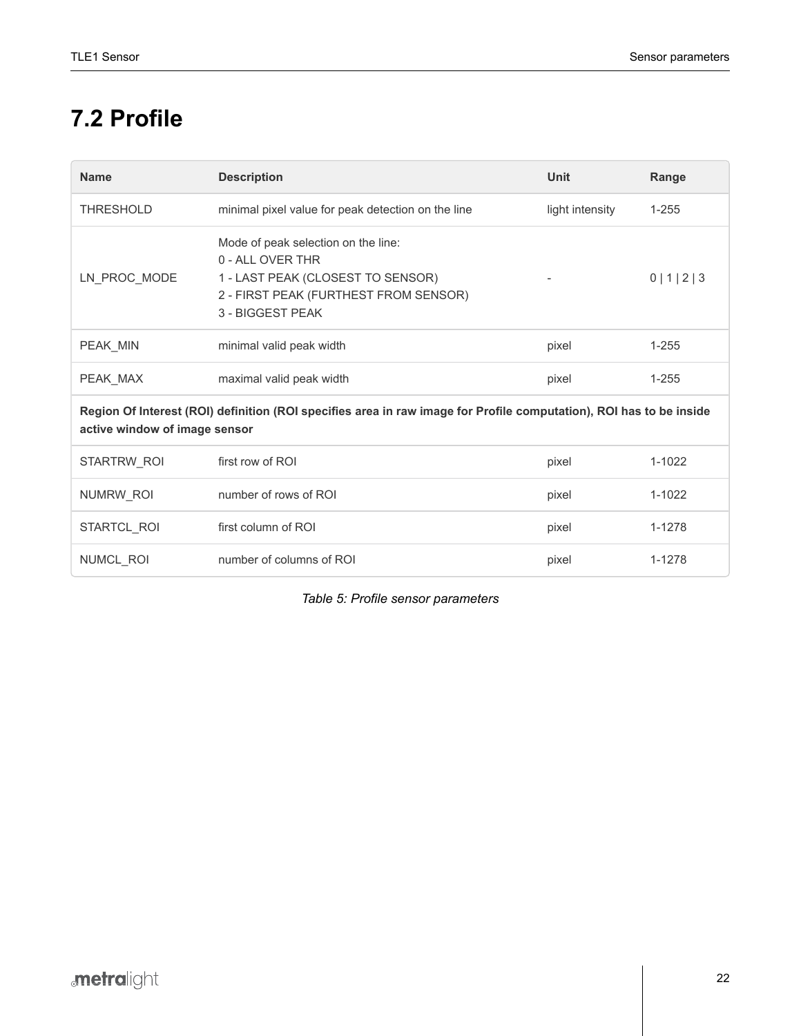## 7.2 Profile

| Name | Description | Unit | Range |
|---|---|---|---|
| THRESHOLD | minimal pixel value for peak detection on the line | light intensity | 1-255 |
| LN_PROC_MODE | Mode of peak selection on the line:<br>0 - ALL OVER THR<br>1 - LAST PEAK (CLOSEST TO SENSOR)<br>2 - FIRST PEAK (FURTHEST FROM SENSOR)<br>3 - BIGGEST PEAK | - | 0 \| 1 \| 2 \| 3 |
| PEAK_MIN | minimal valid peak width | pixel | 1-255 |
| PEAK_MAX | maximal valid peak width | pixel | 1-255 |
| **Region Of Interest (ROI) definition (ROI specifies area in raw image for Profile computation), ROI has to be inside active window of image sensor** | | | |
| STARTRW_ROI | first row of ROI | pixel | 1-1022 |
| NUMRW_ROI | number of rows of ROI | pixel | 1-1022 |
| STARTCL_ROI | first column of ROI | pixel | 1-1278 |
| NUMCL_ROI | number of columns of ROI | pixel | 1-1278 |

*Table 5: Profile sensor parameters*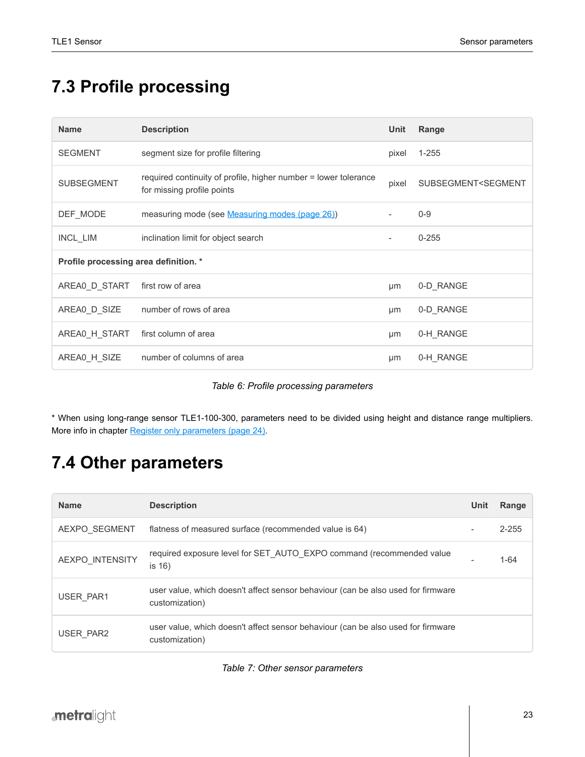## 7.3 Profile processing

| Name | Description | Unit | Range |
|---|---|---|---|
| SEGMENT | segment size for profile filtering | pixel | 1-255 |
| SUBSEGMENT | required continuity of profile, higher number = lower tolerance for missing profile points | pixel | SUBSEGMENT<SEGMENT |
| DEF_MODE | measuring mode (see Measuring modes (page 26)) | - | 0-9 |
| INCL_LIM | inclination limit for object search | - | 0-255 |
| **Profile processing area definition. *** | | | |
| AREA0_D_START | first row of area | µm | 0-D_RANGE |
| AREA0_D_SIZE | number of rows of area | µm | 0-D_RANGE |
| AREA0_H_START | first column of area | µm | 0-H_RANGE |
| AREA0_H_SIZE | number of columns of area | µm | 0-H_RANGE |

*Table 6: Profile processing parameters*

* When using long-range sensor TLE1-100-300, parameters need to be divided using height and distance range multipliers. More info in chapter Register only parameters (page 24).

## 7.4 Other parameters

| Name | Description | Unit | Range |
|---|---|---|---|
| AEXPO_SEGMENT | flatness of measured surface (recommended value is 64) | - | 2-255 |
| AEXPO_INTENSITY | required exposure level for SET_AUTO_EXPO command (recommended value is 16) | - | 1-64 |
| USER_PAR1 | user value, which doesn't affect sensor behaviour (can be also used for firmware customization) | | |
| USER_PAR2 | user value, which doesn't affect sensor behaviour (can be also used for firmware customization) | | |

*Table 7: Other sensor parameters*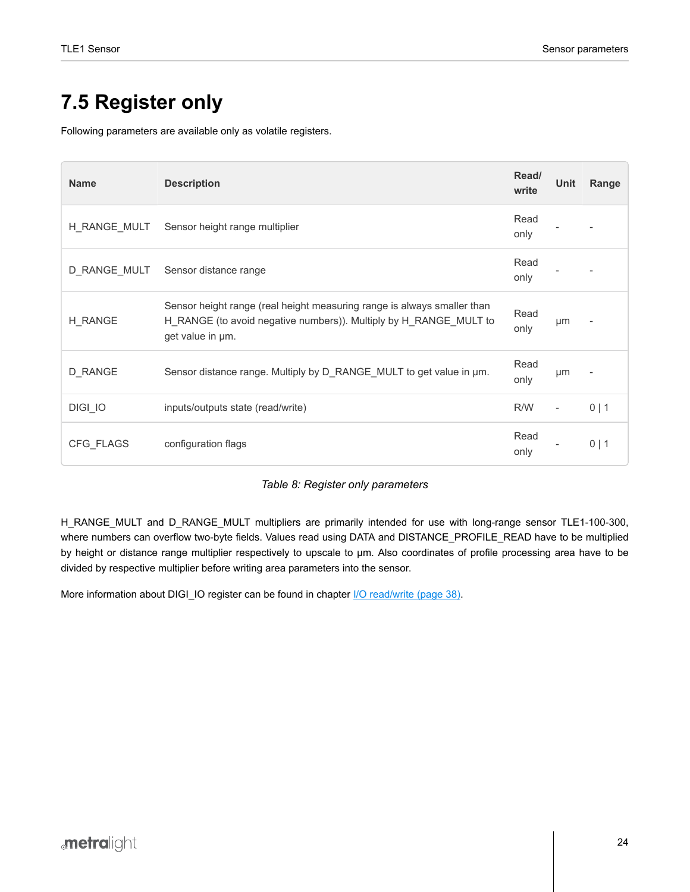## 7.5 Register only

Following parameters are available only as volatile registers.

| Name | Description | Read/ write | Unit | Range |
|---|---|---|---|---|
| H_RANGE_MULT | Sensor height range multiplier | Read only | - | - |
| D_RANGE_MULT | Sensor distance range | Read only | - | - |
| H_RANGE | Sensor height range (real height measuring range is always smaller than H_RANGE (to avoid negative numbers)). Multiply by H_RANGE_MULT to get value in µm. | Read only | µm | - |
| D_RANGE | Sensor distance range. Multiply by D_RANGE_MULT to get value in µm. | Read only | µm | - |
| DIGI_IO | inputs/outputs state (read/write) | R/W | - | 0 \| 1 |
| CFG_FLAGS | configuration flags | Read only | - | 0 \| 1 |

*Table 8: Register only parameters*

H_RANGE_MULT and D_RANGE_MULT multipliers are primarily intended for use with long-range sensor TLE1-100-300, where numbers can overflow two-byte fields. Values read using DATA and DISTANCE_PROFILE_READ have to be multiplied by height or distance range multiplier respectively to upscale to µm. Also coordinates of profile processing area have to be divided by respective multiplier before writing area parameters into the sensor.

More information about DIGI_IO register can be found in chapter I/O read/write (page 38).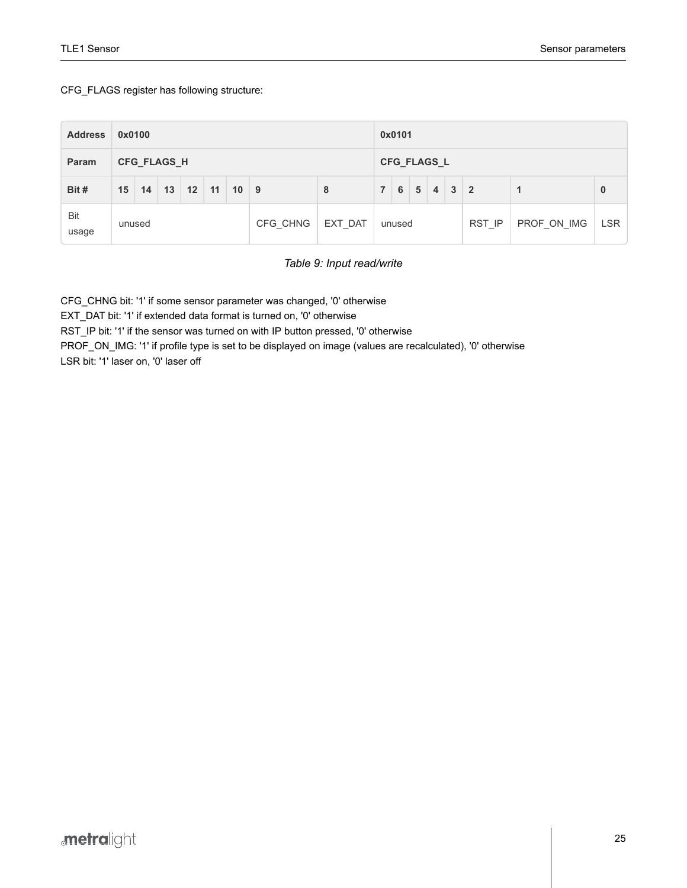CFG_FLAGS register has following structure:

| Address | 0x0100 | | | | | | | | 0x0101 | | | | | | | |
|---|---|---|---|---|---|---|---|---|---|---|---|---|---|---|---|---|
| **Param** | **CFG_FLAGS_H** | | | | | | | | **CFG_FLAGS_L** | | | | | | | |
| **Bit #** | **15** | **14** | **13** | **12** | **11** | **10** | **9** | **8** | **7** | **6** | **5** | **4** | **3** | **2** | **1** | **0** |
| Bit usage | unused | | | | | | CFG_CHNG | EXT_DAT | unused | | | | | RST_IP | PROF_ON_IMG | LSR |

*Table 9: Input read/write*

CFG_CHNG bit: '1' if some sensor parameter was changed, '0' otherwise
EXT_DAT bit: '1' if extended data format is turned on, '0' otherwise
RST_IP bit: '1' if the sensor was turned on with IP button pressed, '0' otherwise
PROF_ON_IMG: '1' if profile type is set to be displayed on image (values are recalculated), '0' otherwise
LSR bit: '1' laser on, '0' laser off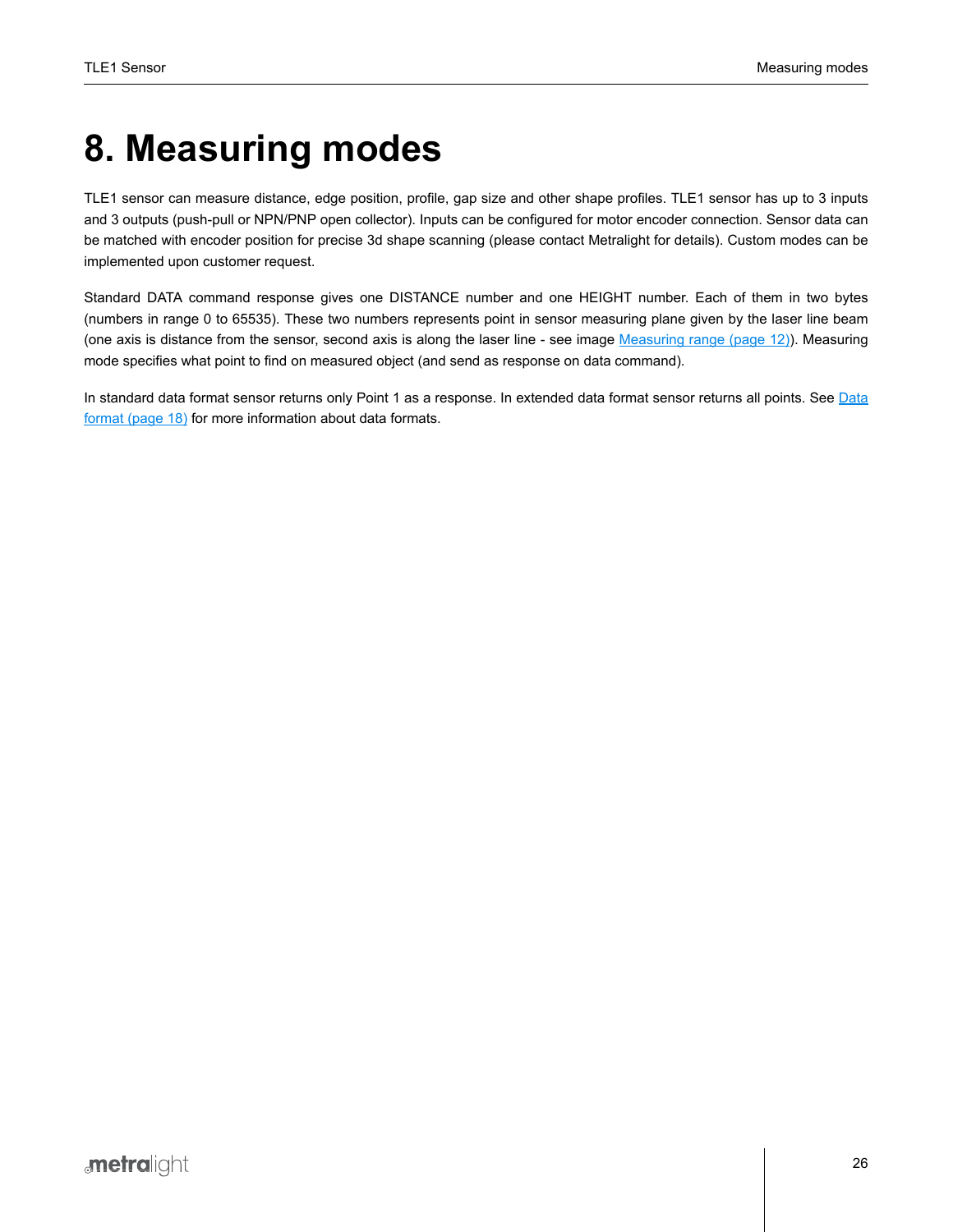# 8. Measuring modes

TLE1 sensor can measure distance, edge position, profile, gap size and other shape profiles. TLE1 sensor has up to 3 inputs and 3 outputs (push-pull or NPN/PNP open collector). Inputs can be configured for motor encoder connection. Sensor data can be matched with encoder position for precise 3d shape scanning (please contact Metralight for details). Custom modes can be implemented upon customer request.

Standard DATA command response gives one DISTANCE number and one HEIGHT number. Each of them in two bytes (numbers in range 0 to 65535). These two numbers represents point in sensor measuring plane given by the laser line beam (one axis is distance from the sensor, second axis is along the laser line - see image Measuring range (page 12)). Measuring mode specifies what point to find on measured object (and send as response on data command).

In standard data format sensor returns only Point 1 as a response. In extended data format sensor returns all points. See Data format (page 18) for more information about data formats.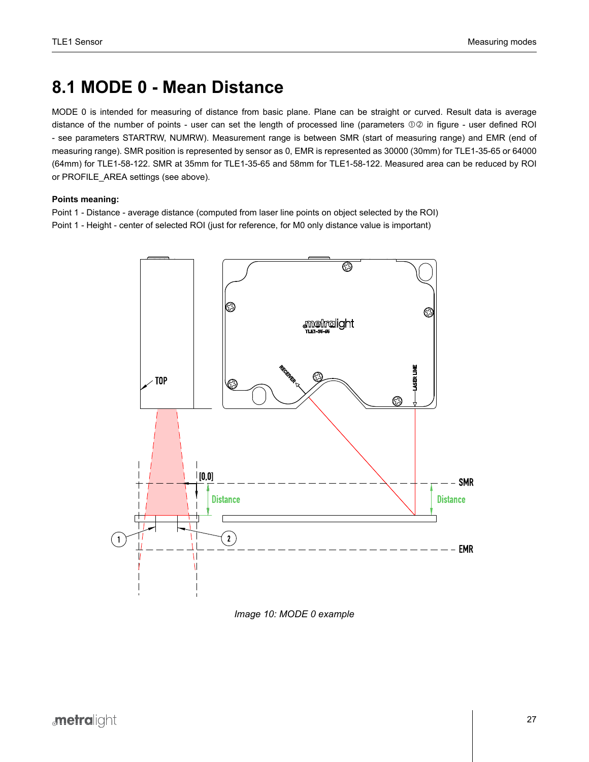## 8.1 MODE 0 - Mean Distance

MODE 0 is intended for measuring of distance from basic plane. Plane can be straight or curved. Result data is average distance of the number of points - user can set the length of processed line (parameters ①② in figure - user defined ROI - see parameters STARTRW, NUMRW). Measurement range is between SMR (start of measuring range) and EMR (end of measuring range). SMR position is represented by sensor as 0, EMR is represented as 30000 (30mm) for TLE1-35-65 or 64000 (64mm) for TLE1-58-122. SMR at 35mm for TLE1-35-65 and 58mm for TLE1-58-122. Measured area can be reduced by ROI or PROFILE_AREA settings (see above).

**Points meaning:**

Point 1 - Distance - average distance (computed from laser line points on object selected by the ROI)
Point 1 - Height - center of selected ROI (just for reference, for M0 only distance value is important)

*Image 10: MODE 0 example*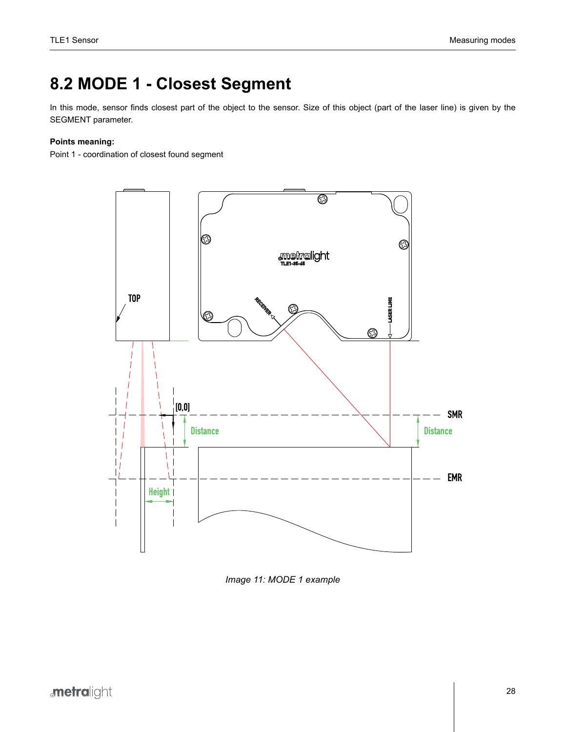## 8.2 MODE 1 - Closest Segment

In this mode, sensor finds closest part of the object to the sensor. Size of this object (part of the laser line) is given by the SEGMENT parameter.

**Points meaning:**

Point 1 - coordination of closest found segment

*Image 11: MODE 1 example*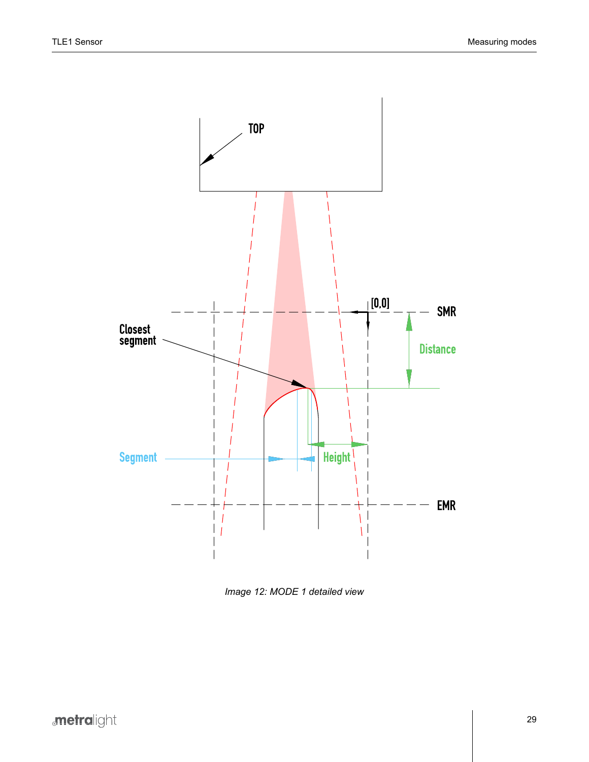TOP

[0,0]

SMR

Closest segment

Distance

Segment

Height

EMR

*Image 12: MODE 1 detailed view*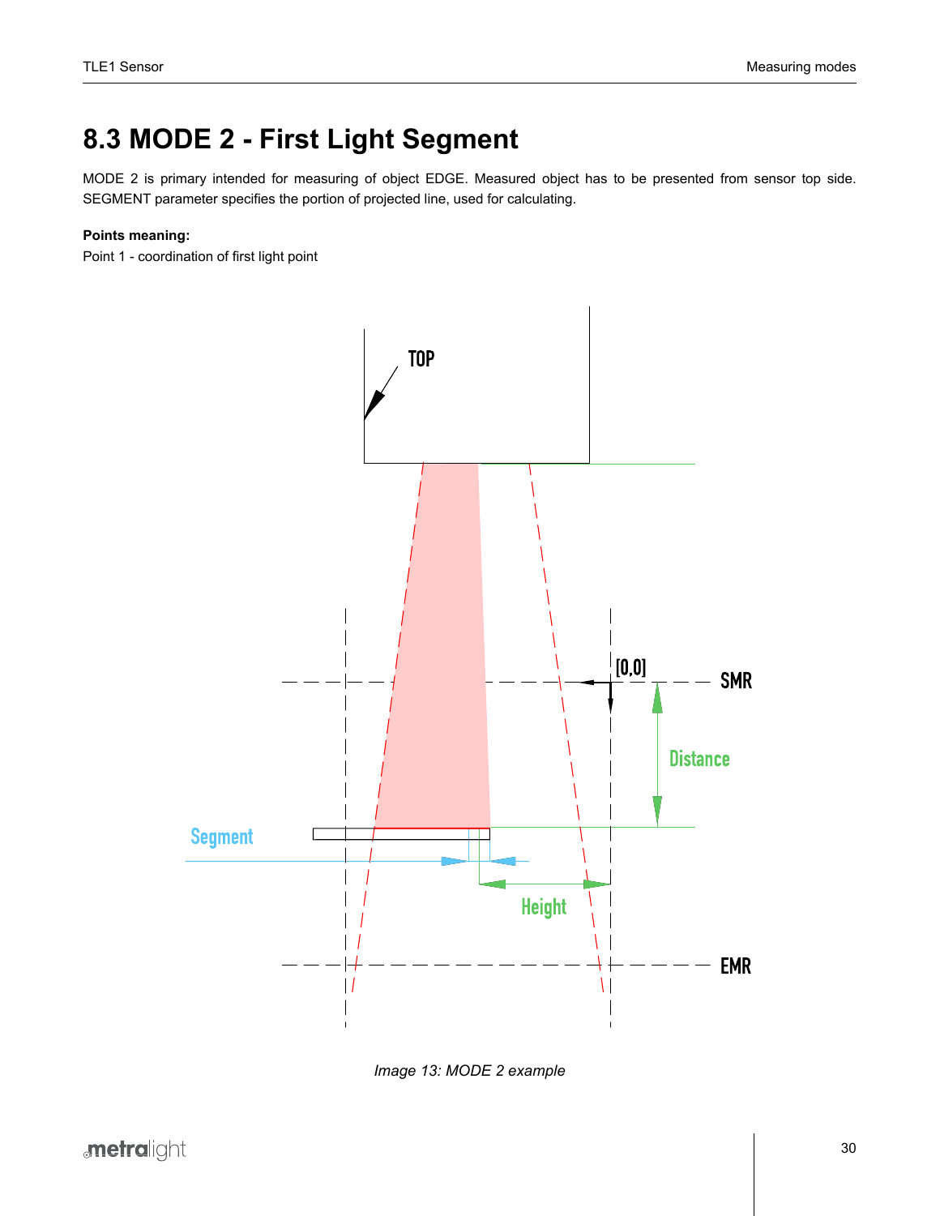## 8.3 MODE 2 - First Light Segment

MODE 2 is primary intended for measuring of object EDGE. Measured object has to be presented from sensor top side. SEGMENT parameter specifies the portion of projected line, used for calculating.

**Points meaning:**

Point 1 - coordination of first light point

*Image 13: MODE 2 example*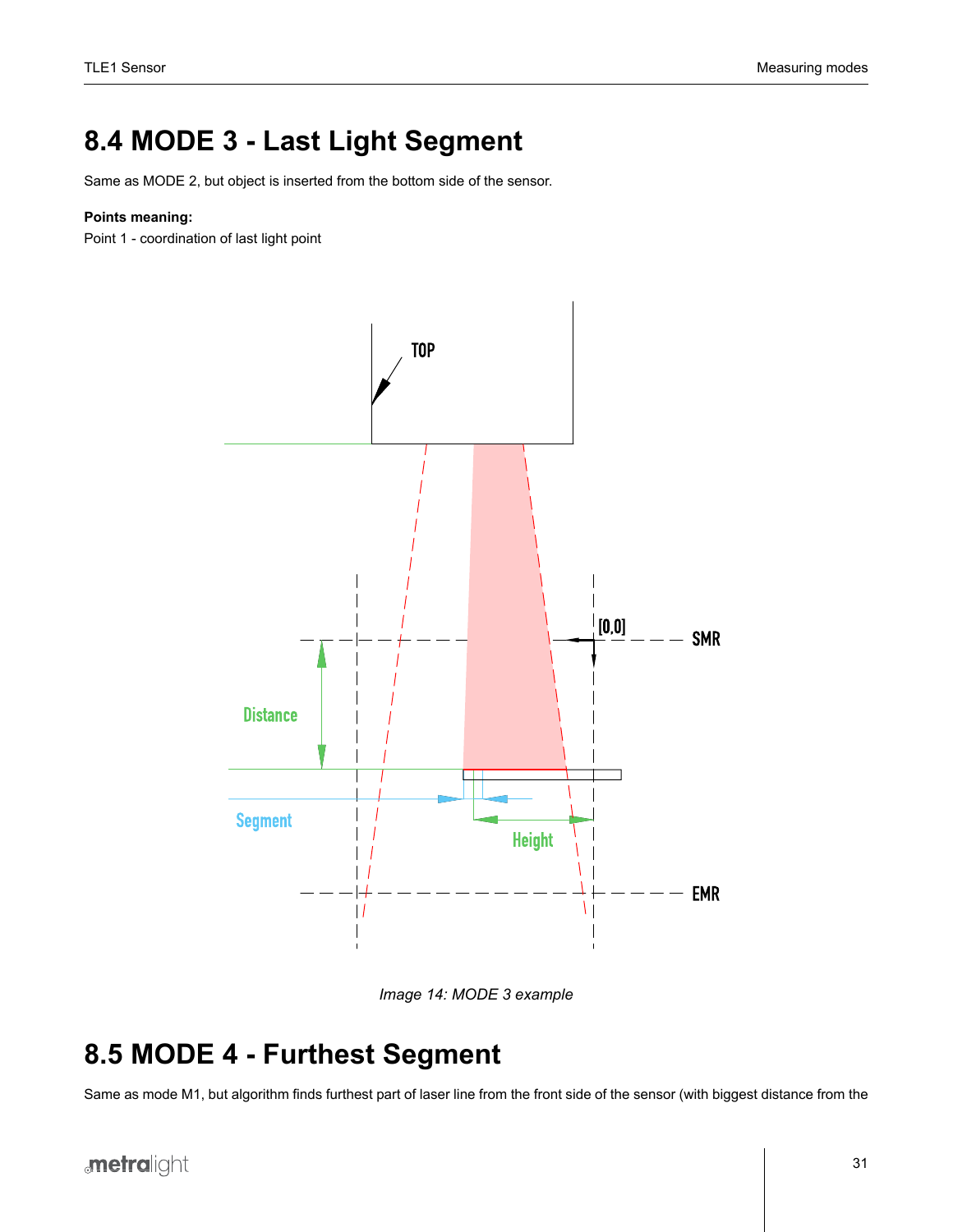## 8.4 MODE 3 - Last Light Segment

Same as MODE 2, but object is inserted from the bottom side of the sensor.

**Points meaning:**

Point 1 - coordination of last light point

*Image 14: MODE 3 example*

## 8.5 MODE 4 - Furthest Segment

Same as mode M1, but algorithm finds furthest part of laser line from the front side of the sensor (with biggest distance from the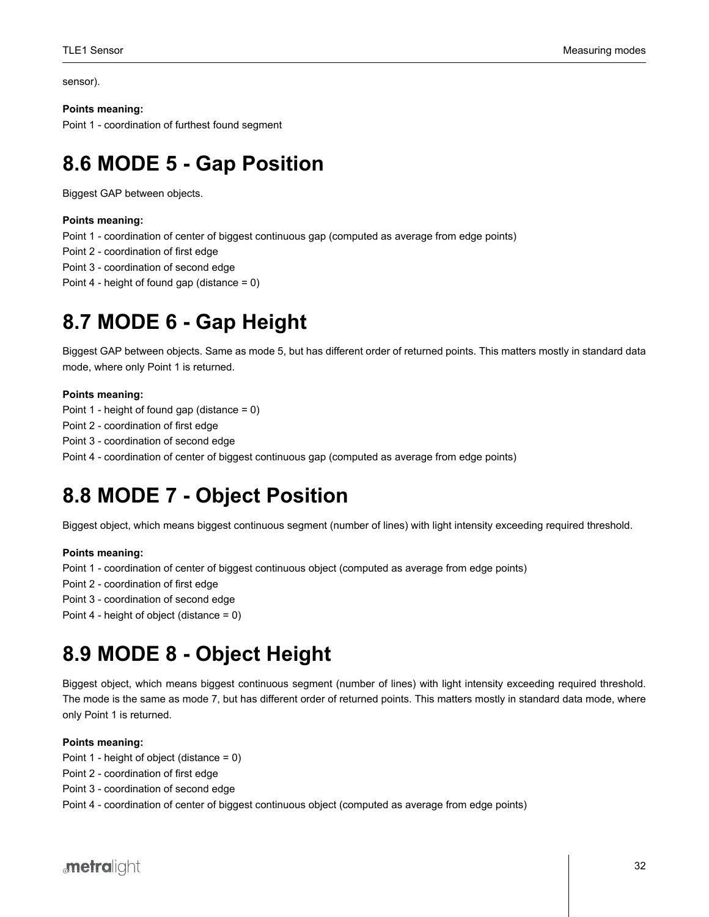sensor).

**Points meaning:**

Point 1 - coordination of furthest found segment

## 8.6 MODE 5 - Gap Position

Biggest GAP between objects.

**Points meaning:**

Point 1 - coordination of center of biggest continuous gap (computed as average from edge points)
Point 2 - coordination of first edge
Point 3 - coordination of second edge
Point 4 - height of found gap (distance = 0)

## 8.7 MODE 6 - Gap Height

Biggest GAP between objects. Same as mode 5, but has different order of returned points. This matters mostly in standard data mode, where only Point 1 is returned.

**Points meaning:**

Point 1 - height of found gap (distance = 0)
Point 2 - coordination of first edge
Point 3 - coordination of second edge
Point 4 - coordination of center of biggest continuous gap (computed as average from edge points)

## 8.8 MODE 7 - Object Position

Biggest object, which means biggest continuous segment (number of lines) with light intensity exceeding required threshold.

**Points meaning:**

Point 1 - coordination of center of biggest continuous object (computed as average from edge points)
Point 2 - coordination of first edge
Point 3 - coordination of second edge
Point 4 - height of object (distance = 0)

## 8.9 MODE 8 - Object Height

Biggest object, which means biggest continuous segment (number of lines) with light intensity exceeding required threshold. The mode is the same as mode 7, but has different order of returned points. This matters mostly in standard data mode, where only Point 1 is returned.

**Points meaning:**

Point 1 - height of object (distance = 0)
Point 2 - coordination of first edge
Point 3 - coordination of second edge
Point 4 - coordination of center of biggest continuous object (computed as average from edge points)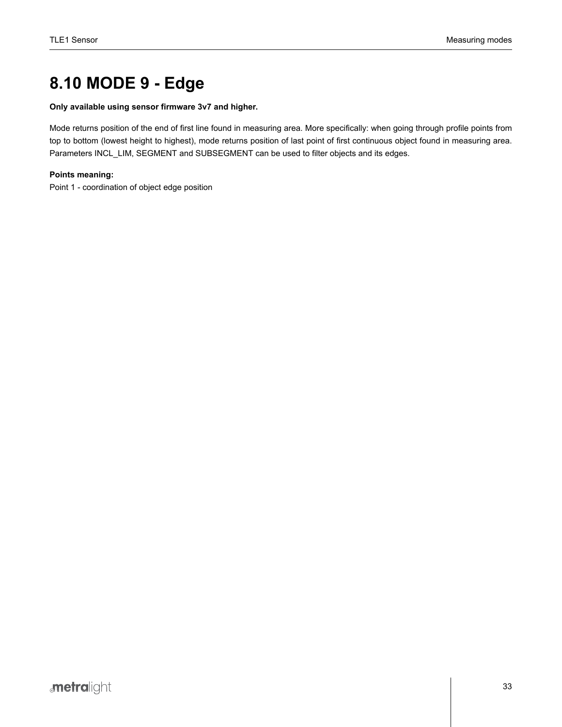## 8.10 MODE 9 - Edge

**Only available using sensor firmware 3v7 and higher.**

Mode returns position of the end of first line found in measuring area. More specifically: when going through profile points from top to bottom (lowest height to highest), mode returns position of last point of first continuous object found in measuring area. Parameters INCL_LIM, SEGMENT and SUBSEGMENT can be used to filter objects and its edges.

**Points meaning:**
Point 1 - coordination of object edge position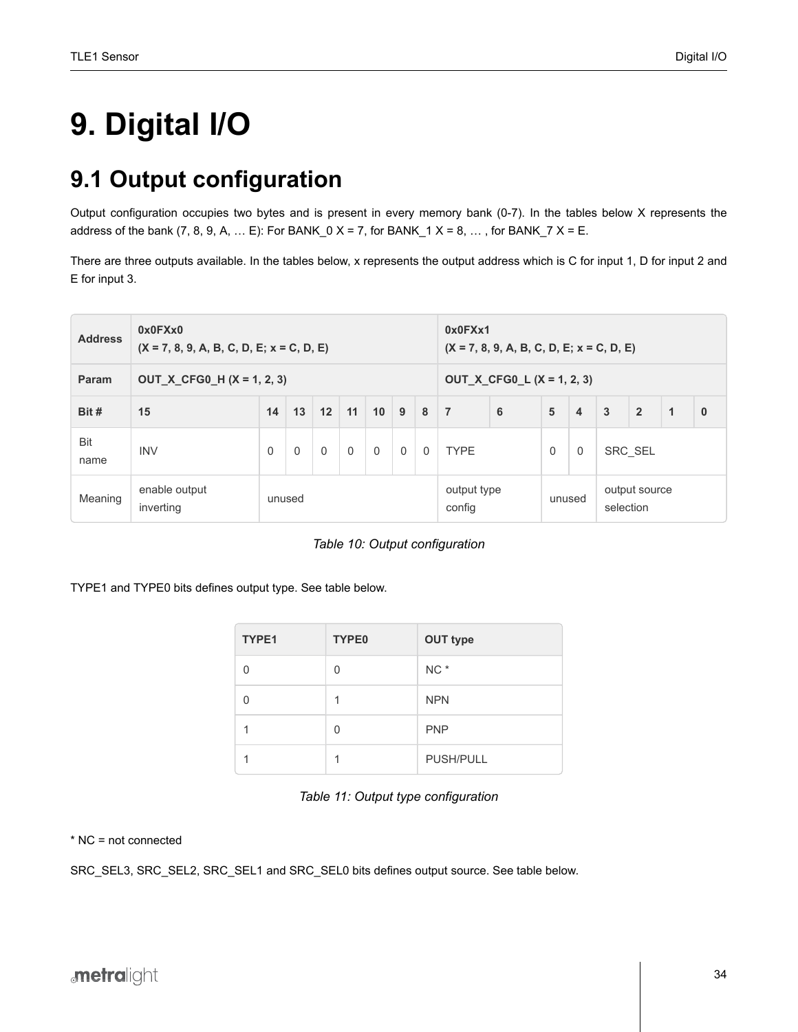# 9. Digital I/O

## 9.1 Output configuration

Output configuration occupies two bytes and is present in every memory bank (0-7). In the tables below X represents the address of the bank (7, 8, 9, A, … E): For BANK_0 X = 7, for BANK_1 X = 8, … , for BANK_7 X = E.

There are three outputs available. In the tables below, x represents the output address which is C for input 1, D for input 2 and E for input 3.

| Address | 0x0FXx0 (X = 7, 8, 9, A, B, C, D, E; x = C, D, E) | | | | | | | | 0x0FXx1 (X = 7, 8, 9, A, B, C, D, E; x = C, D, E) | | | | | | | |
|---|---|---|---|---|---|---|---|---|---|---|---|---|---|---|---|---|
| Param | OUT_X_CFG0_H (X = 1, 2, 3) | | | | | | | | OUT_X_CFG0_L (X = 1, 2, 3) | | | | | | | |
| Bit # | 15 | 14 | 13 | 12 | 11 | 10 | 9 | 8 | 7 | 6 | 5 | 4 | 3 | 2 | 1 | 0 |
| Bit name | INV | 0 | 0 | 0 | 0 | 0 | 0 | 0 | TYPE | | 0 | 0 | SRC_SEL | | | |
| Meaning | enable output inverting | unused | | | | | | | output type config | | unused | | output source selection | | | |

*Table 10: Output configuration*

TYPE1 and TYPE0 bits defines output type. See table below.

| TYPE1 | TYPE0 | OUT type |
|---|---|---|
| 0 | 0 | NC * |
| 0 | 1 | NPN |
| 1 | 0 | PNP |
| 1 | 1 | PUSH/PULL |

*Table 11: Output type configuration*

* NC = not connected

SRC_SEL3, SRC_SEL2, SRC_SEL1 and SRC_SEL0 bits defines output source. See table below.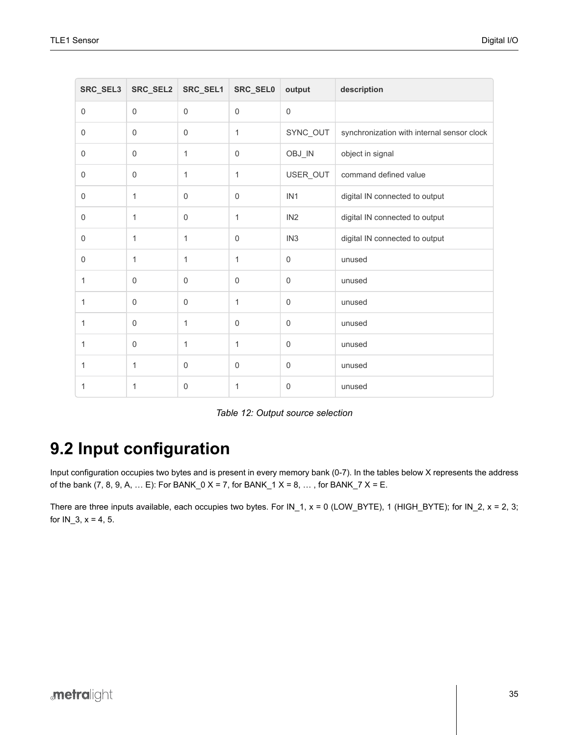| SRC_SEL3 | SRC_SEL2 | SRC_SEL1 | SRC_SEL0 | output | description |
|---|---|---|---|---|---|
| 0 | 0 | 0 | 0 | 0 | |
| 0 | 0 | 0 | 1 | SYNC_OUT | synchronization with internal sensor clock |
| 0 | 0 | 1 | 0 | OBJ_IN | object in signal |
| 0 | 0 | 1 | 1 | USER_OUT | command defined value |
| 0 | 1 | 0 | 0 | IN1 | digital IN connected to output |
| 0 | 1 | 0 | 1 | IN2 | digital IN connected to output |
| 0 | 1 | 1 | 0 | IN3 | digital IN connected to output |
| 0 | 1 | 1 | 1 | 0 | unused |
| 1 | 0 | 0 | 0 | 0 | unused |
| 1 | 0 | 0 | 1 | 0 | unused |
| 1 | 0 | 1 | 0 | 0 | unused |
| 1 | 0 | 1 | 1 | 0 | unused |
| 1 | 1 | 0 | 0 | 0 | unused |
| 1 | 1 | 0 | 1 | 0 | unused |

*Table 12: Output source selection*

## 9.2 Input configuration

Input configuration occupies two bytes and is present in every memory bank (0-7). In the tables below X represents the address of the bank (7, 8, 9, A, … E): For BANK_0 X = 7, for BANK_1 X = 8, … , for BANK_7 X = E.

There are three inputs available, each occupies two bytes. For IN_1, x = 0 (LOW_BYTE), 1 (HIGH_BYTE); for IN_2, x = 2, 3; for IN_3, x = 4, 5.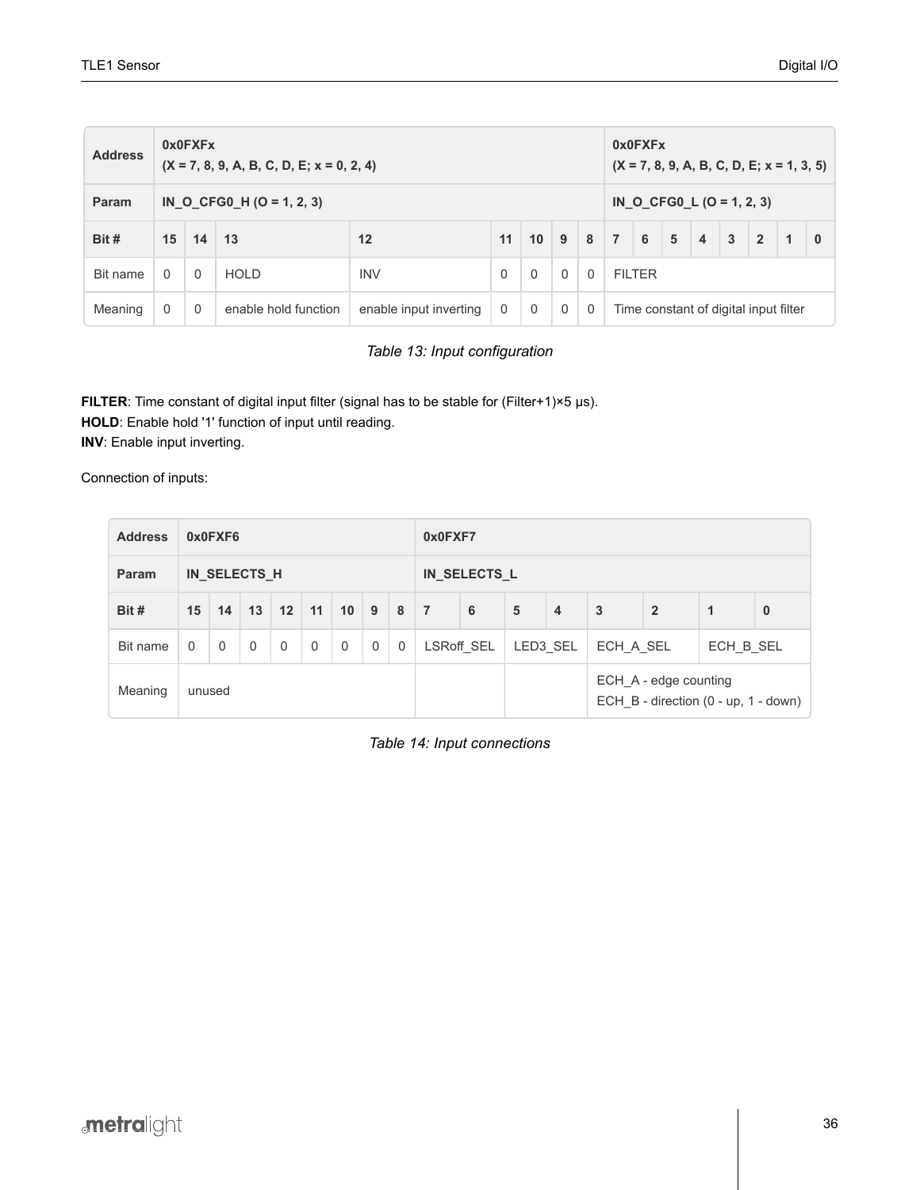| Address | 0x0FXFx<br>(X = 7, 8, 9, A, B, C, D, E; x = 0, 2, 4) | | | | | | | | 0x0FXFx<br>(X = 7, 8, 9, A, B, C, D, E; x = 1, 3, 5) | | | | | | | |
|---|---|---|---|---|---|---|---|---|---|---|---|---|---|---|---|---|
| Param | IN_O_CFG0_H (O = 1, 2, 3) | | | | | | | | IN_O_CFG0_L (O = 1, 2, 3) | | | | | | | |
| Bit # | 15 | 14 | 13 | 12 | 11 | 10 | 9 | 8 | 7 | 6 | 5 | 4 | 3 | 2 | 1 | 0 |
| Bit name | 0 | 0 | HOLD | INV | 0 | 0 | 0 | 0 | FILTER | | | | | | | |
| Meaning | 0 | 0 | enable hold function | enable input inverting | 0 | 0 | 0 | 0 | Time constant of digital input filter | | | | | | | |

*Table 13: Input configuration*

**FILTER**: Time constant of digital input filter (signal has to be stable for (Filter+1)×5 µs).
**HOLD**: Enable hold '1' function of input until reading.
**INV**: Enable input inverting.

Connection of inputs:

| Address | 0x0FXF6 | | | | | | | | 0x0FXF7 | | | | | | | |
|---|---|---|---|---|---|---|---|---|---|---|---|---|---|---|---|---|
| Param | IN_SELECTS_H | | | | | | | | IN_SELECTS_L | | | | | | | |
| Bit # | 15 | 14 | 13 | 12 | 11 | 10 | 9 | 8 | 7 | 6 | 5 | 4 | 3 | 2 | 1 | 0 |
| Bit name | 0 | 0 | 0 | 0 | 0 | 0 | 0 | 0 | LSRoff_SEL | | LED3_SEL | | ECH_A_SEL | | ECH_B_SEL | |
| Meaning | unused | | | | | | | | | | | | ECH_A - edge counting<br>ECH_B - direction (0 - up, 1 - down) | | | |

*Table 14: Input connections*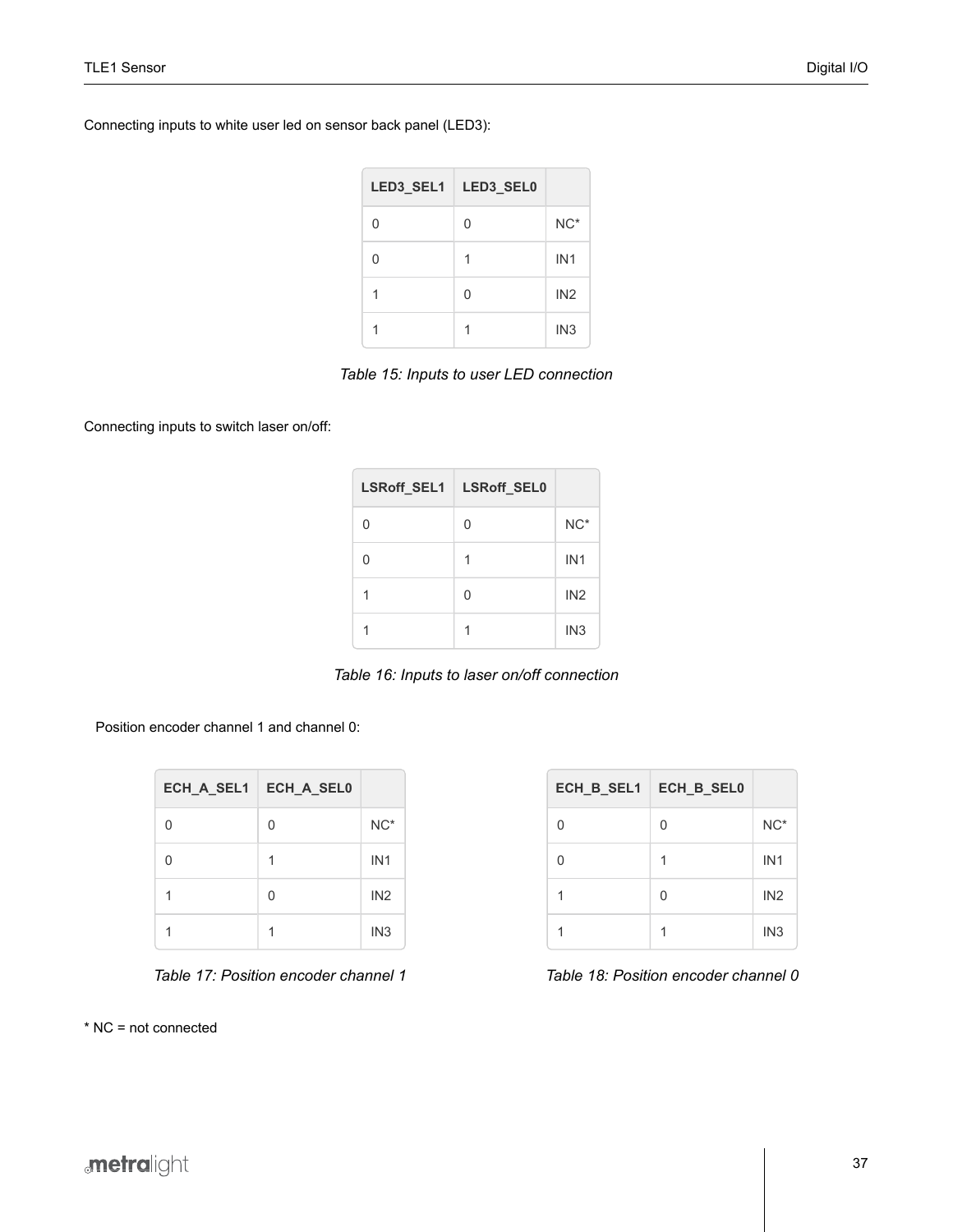Connecting inputs to white user led on sensor back panel (LED3):

| LED3_SEL1 | LED3_SEL0 | |
|---|---|---|
| 0 | 0 | NC* |
| 0 | 1 | IN1 |
| 1 | 0 | IN2 |
| 1 | 1 | IN3 |

*Table 15: Inputs to user LED connection*

Connecting inputs to switch laser on/off:

| LSRoff_SEL1 | LSRoff_SEL0 | |
|---|---|---|
| 0 | 0 | NC* |
| 0 | 1 | IN1 |
| 1 | 0 | IN2 |
| 1 | 1 | IN3 |

*Table 16: Inputs to laser on/off connection*

Position encoder channel 1 and channel 0:

| ECH_A_SEL1 | ECH_A_SEL0 | |
|---|---|---|
| 0 | 0 | NC* |
| 0 | 1 | IN1 |
| 1 | 0 | IN2 |
| 1 | 1 | IN3 |

*Table 17: Position encoder channel 1*

| ECH_B_SEL1 | ECH_B_SEL0 | |
|---|---|---|
| 0 | 0 | NC* |
| 0 | 1 | IN1 |
| 1 | 0 | IN2 |
| 1 | 1 | IN3 |

*Table 18: Position encoder channel 0*

* NC = not connected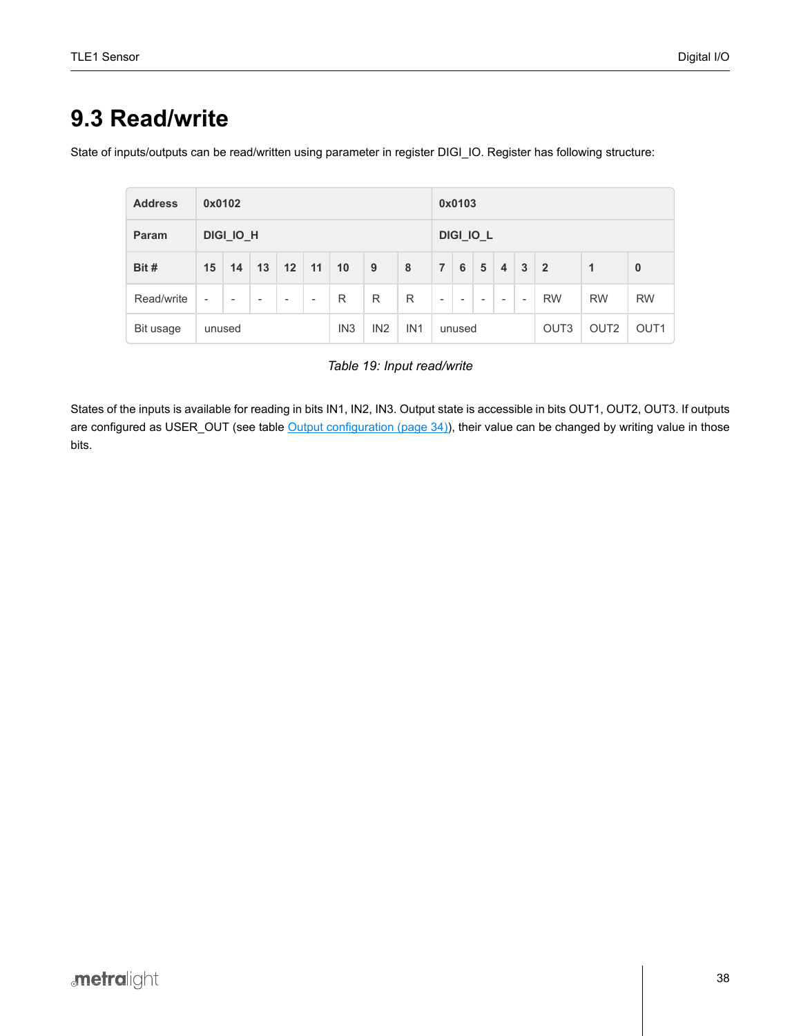## 9.3 Read/write

State of inputs/outputs can be read/written using parameter in register DIGI_IO. Register has following structure:

| Address | 0x0102 | | | | | | | | 0x0103 | | | | | | | |
|---|---|---|---|---|---|---|---|---|---|---|---|---|---|---|---|---|
| Param | DIGI_IO_H | | | | | | | | DIGI_IO_L | | | | | | | |
| Bit # | 15 | 14 | 13 | 12 | 11 | 10 | 9 | 8 | 7 | 6 | 5 | 4 | 3 | 2 | 1 | 0 |
| Read/write | - | - | - | - | - | R | R | R | - | - | - | - | - | RW | RW | RW |
| Bit usage | unused | | | | | IN3 | IN2 | IN1 | unused | | | | | OUT3 | OUT2 | OUT1 |

*Table 19: Input read/write*

States of the inputs is available for reading in bits IN1, IN2, IN3. Output state is accessible in bits OUT1, OUT2, OUT3. If outputs are configured as USER_OUT (see table Output configuration (page 34)), their value can be changed by writing value in those bits.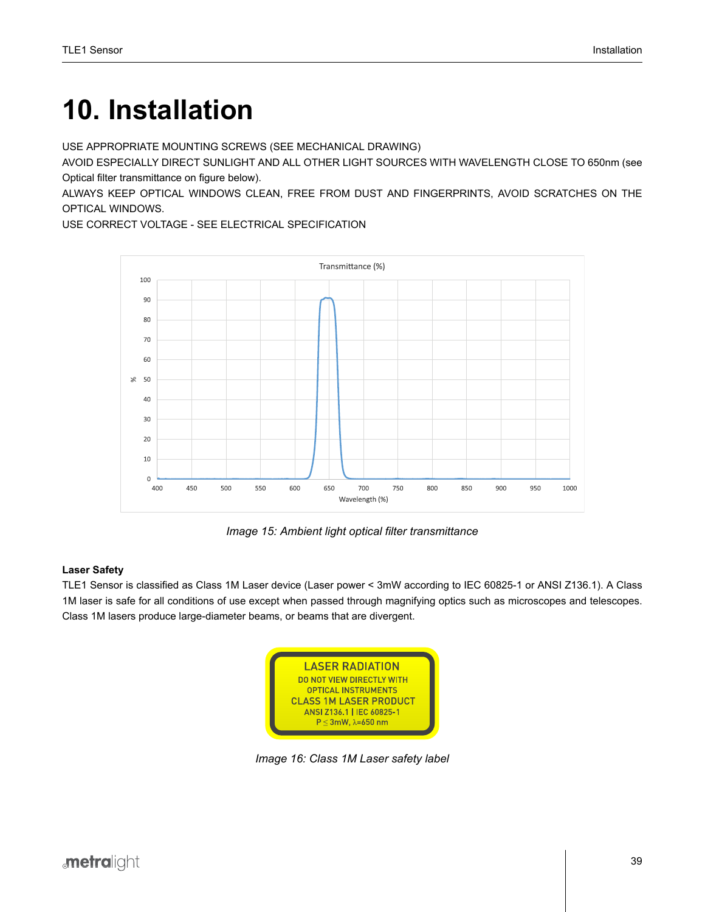# 10. Installation

USE APPROPRIATE MOUNTING SCREWS (SEE MECHANICAL DRAWING)
AVOID ESPECIALLY DIRECT SUNLIGHT AND ALL OTHER LIGHT SOURCES WITH WAVELENGTH CLOSE TO 650nm (see Optical filter transmittance on figure below).
ALWAYS KEEP OPTICAL WINDOWS CLEAN, FREE FROM DUST AND FINGERPRINTS, AVOID SCRATCHES ON THE OPTICAL WINDOWS.
USE CORRECT VOLTAGE - SEE ELECTRICAL SPECIFICATION

*Image 15: Ambient light optical filter transmittance*

**Laser Safety**

TLE1 Sensor is classified as Class 1M Laser device (Laser power < 3mW according to IEC 60825-1 or ANSI Z136.1). A Class 1M laser is safe for all conditions of use except when passed through magnifying optics such as microscopes and telescopes. Class 1M lasers produce large-diameter beams, or beams that are divergent.

*Image 16: Class 1M Laser safety label*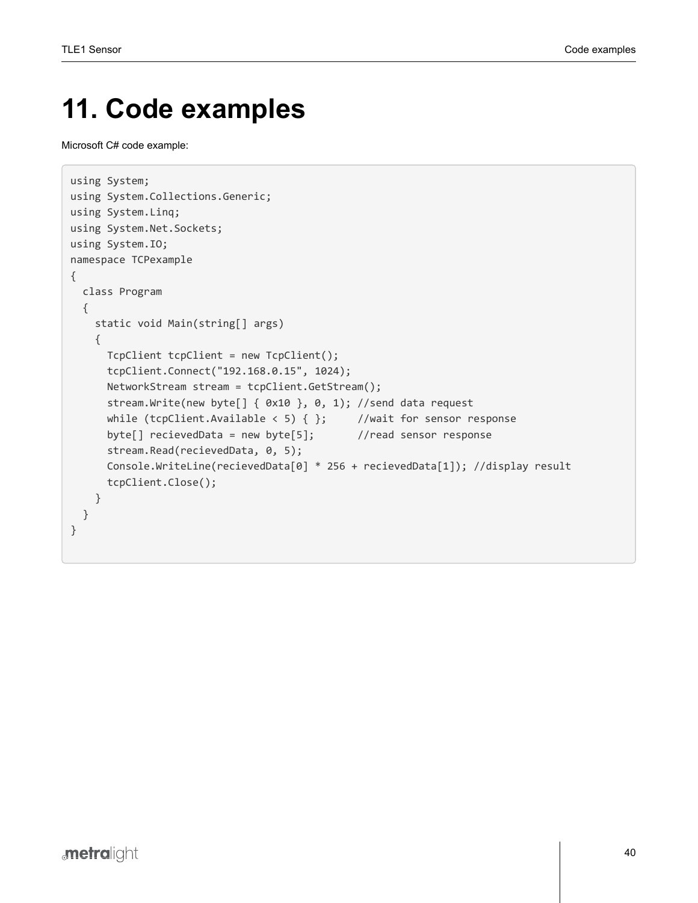# 11. Code examples

Microsoft C# code example:

```
using System;
using System.Collections.Generic;
using System.Linq;
using System.Net.Sockets;
using System.IO;
namespace TCPexample
{
  class Program
  {
    static void Main(string[] args)
    {
      TcpClient tcpClient = new TcpClient();
      tcpClient.Connect("192.168.0.15", 1024);
      NetworkStream stream = tcpClient.GetStream();
      stream.Write(new byte[] { 0x10 }, 0, 1); //send data request
      while (tcpClient.Available < 5) { };     //wait for sensor response
      byte[] recievedData = new byte[5];       //read sensor response
      stream.Read(recievedData, 0, 5);
      Console.WriteLine(recievedData[0] * 256 + recievedData[1]); //display result
      tcpClient.Close();
    }
  }
}
```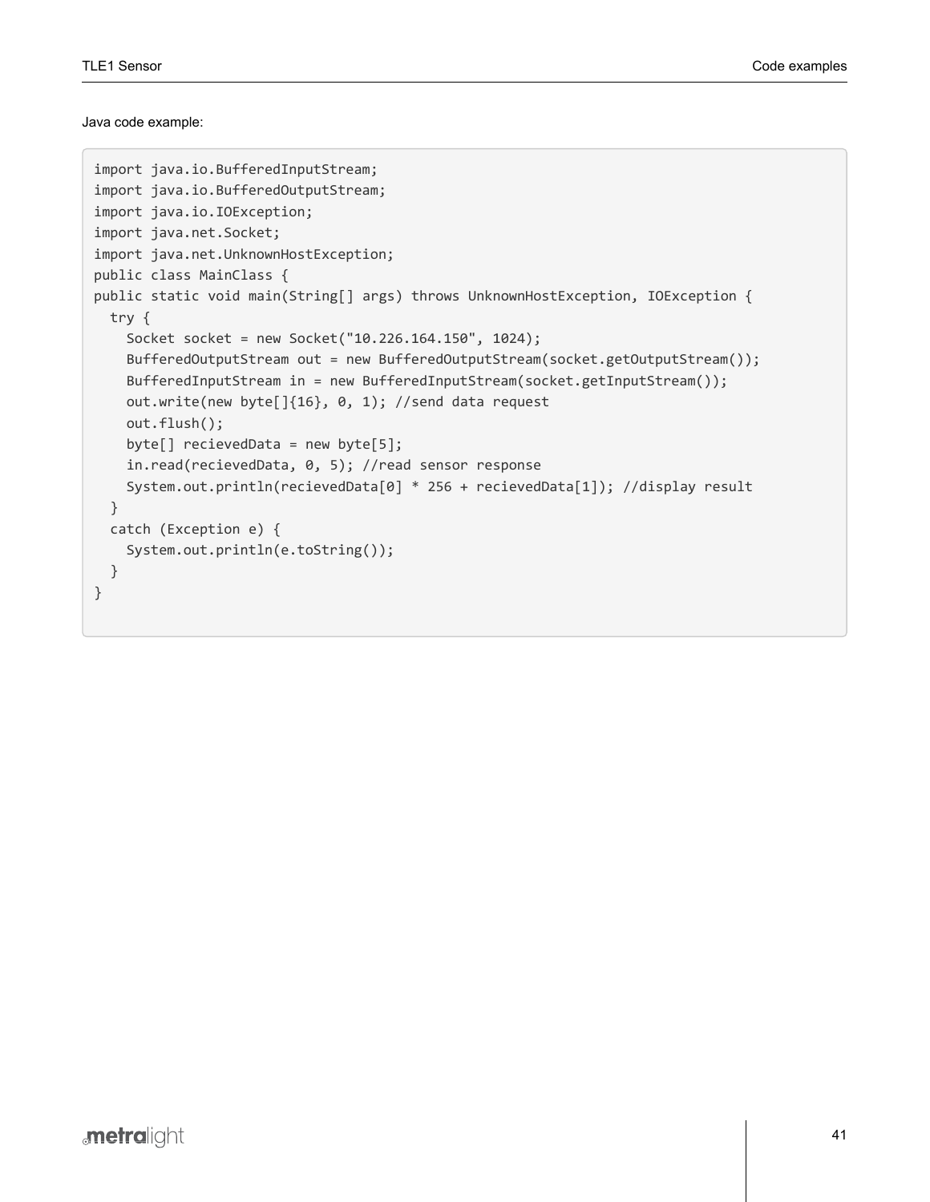Java code example:

```
import java.io.BufferedInputStream;
import java.io.BufferedOutputStream;
import java.io.IOException;
import java.net.Socket;
import java.net.UnknownHostException;
public class MainClass {
public static void main(String[] args) throws UnknownHostException, IOException {
  try {
    Socket socket = new Socket("10.226.164.150", 1024);
    BufferedOutputStream out = new BufferedOutputStream(socket.getOutputStream());
    BufferedInputStream in = new BufferedInputStream(socket.getInputStream());
    out.write(new byte[]{16}, 0, 1); //send data request
    out.flush();
    byte[] recievedData = new byte[5];
    in.read(recievedData, 0, 5); //read sensor response
    System.out.println(recievedData[0] * 256 + recievedData[1]); //display result
  }
  catch (Exception e) {
    System.out.println(e.toString());
  }
}
```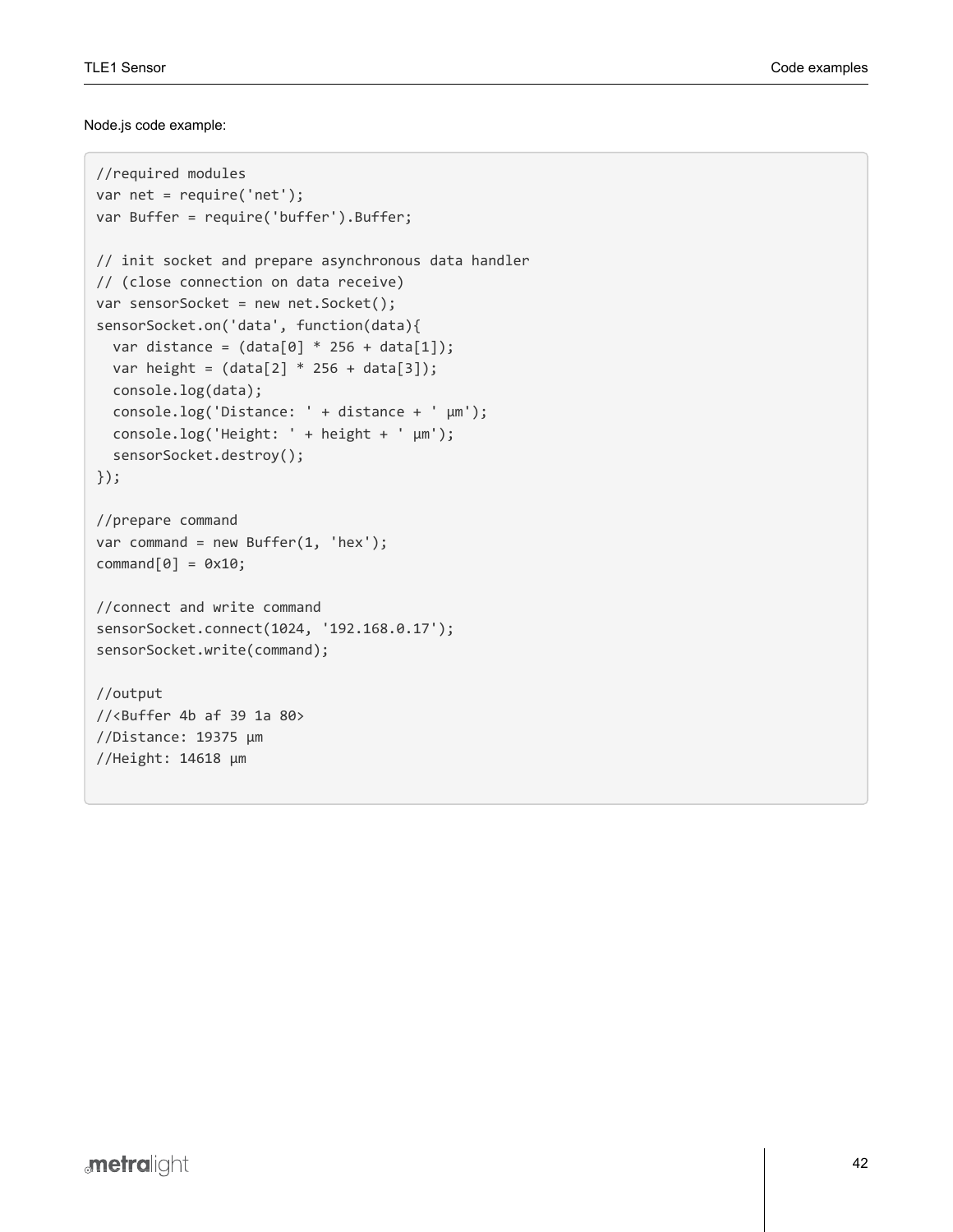Node.js code example:

```
//required modules
var net = require('net');
var Buffer = require('buffer').Buffer;

// init socket and prepare asynchronous data handler
// (close connection on data receive)
var sensorSocket = new net.Socket();
sensorSocket.on('data', function(data){
  var distance = (data[0] * 256 + data[1]);
  var height = (data[2] * 256 + data[3]);
  console.log(data);
  console.log('Distance: ' + distance + ' µm');
  console.log('Height: ' + height + ' µm');
  sensorSocket.destroy();
});

//prepare command
var command = new Buffer(1, 'hex');
command[0] = 0x10;

//connect and write command
sensorSocket.connect(1024, '192.168.0.17');
sensorSocket.write(command);

//output
//<Buffer 4b af 39 1a 80>
//Distance: 19375 µm
//Height: 14618 µm
```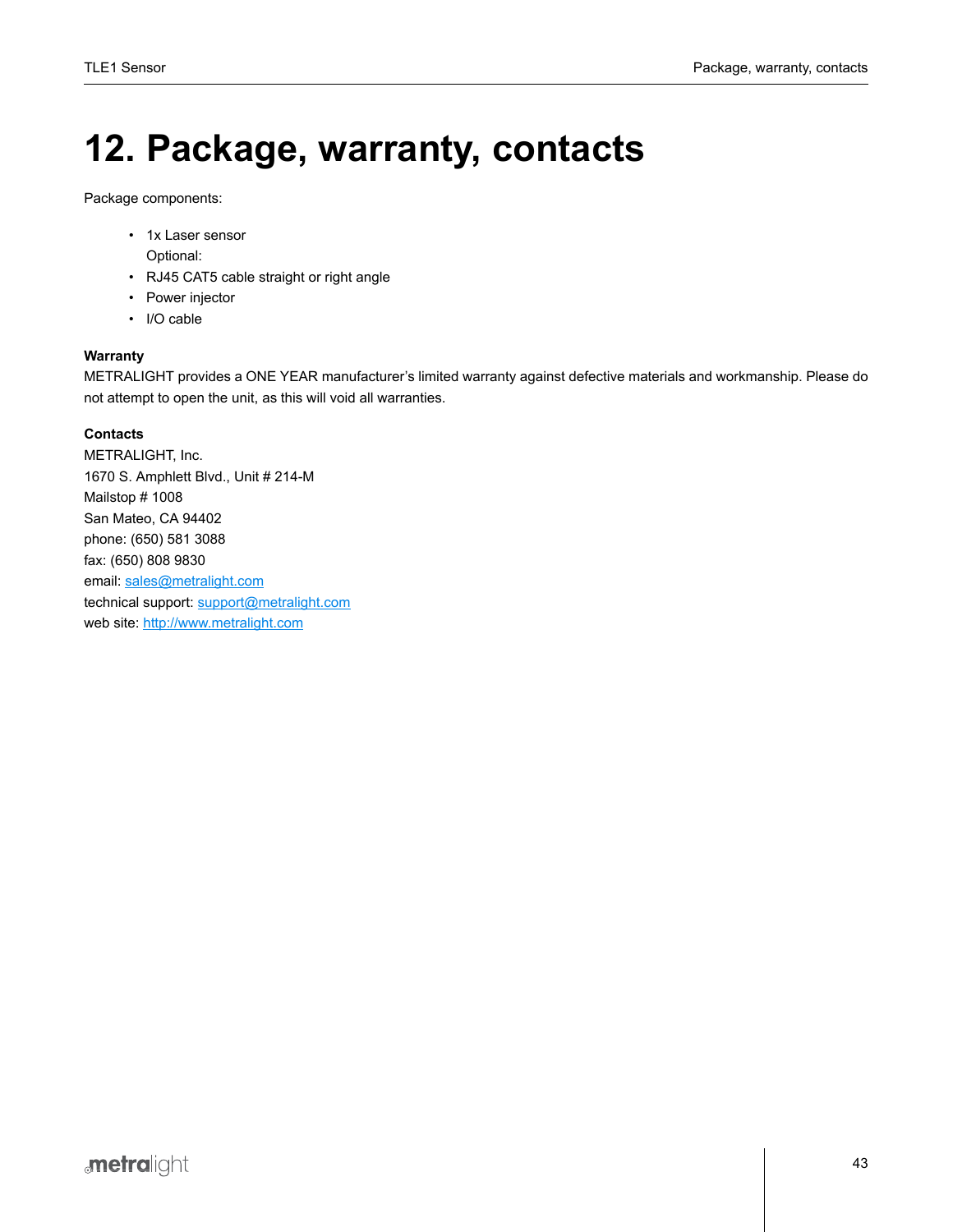# 12. Package, warranty, contacts

Package components:

- 1x Laser sensor
  Optional:
- RJ45 CAT5 cable straight or right angle
- Power injector
- I/O cable

**Warranty**
METRALIGHT provides a ONE YEAR manufacturer's limited warranty against defective materials and workmanship. Please do not attempt to open the unit, as this will void all warranties.

**Contacts**
METRALIGHT, Inc.
1670 S. Amphlett Blvd., Unit # 214-M
Mailstop # 1008
San Mateo, CA 94402
phone: (650) 581 3088
fax: (650) 808 9830
email: sales@metralight.com
technical support: support@metralight.com
web site: http://www.metralight.com